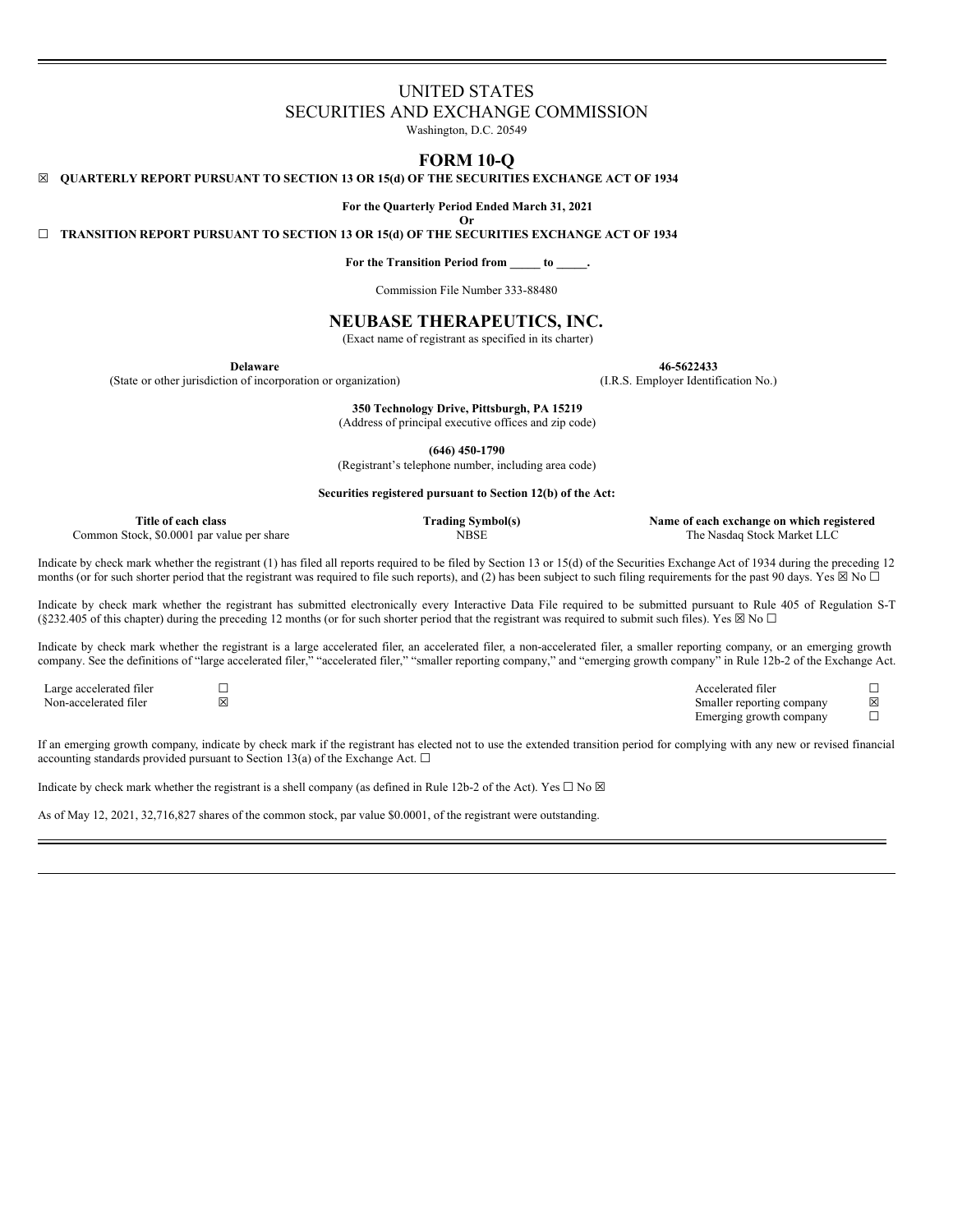UNITED STATES

SECURITIES AND EXCHANGE COMMISSION

Washington, D.C. 20549

# FORM 10-Q

☒ **QUARTERLY REPORT PURSUANT TO SECTION 13 OR 15(d) OF THE SECURITIES EXCHANGE ACT OF 1934**

**For the Quarterly Period Ended March 31, 2021**

**Or**

☐ **TRANSITION REPORT PURSUANT TO SECTION 13 OR 15(d) OF THE SECURITIES EXCHANGE ACT OF 1934**

**For the Transition Period from _____ to _____.**

Commission File Number 333-88480

# NEUBASE THERAPEUTICS, INC.

(Exact name of registrant as specified in its charter)

| **Delaware** | **46-5622433** |
|---|---|
| (State or other jurisdiction of incorporation or organization) | (I.R.S. Employer Identification No.) |

**350 Technology Drive, Pittsburgh, PA 15219**

(Address of principal executive offices and zip code)

**(646) 450-1790**

(Registrant's telephone number, including area code)

**Securities registered pursuant to Section 12(b) of the Act:**

| Title of each class | Trading Symbol(s) | Name of each exchange on which registered |
|---|---|---|
| Common Stock, $0.0001 par value per share | NBSE | The Nasdaq Stock Market LLC |

Indicate by check mark whether the registrant (1) has filed all reports required to be filed by Section 13 or 15(d) of the Securities Exchange Act of 1934 during the preceding 12 months (or for such shorter period that the registrant was required to file such reports), and (2) has been subject to such filing requirements for the past 90 days. Yes ☒ No ☐

Indicate by check mark whether the registrant has submitted electronically every Interactive Data File required to be submitted pursuant to Rule 405 of Regulation S-T (§232.405 of this chapter) during the preceding 12 months (or for such shorter period that the registrant was required to submit such files). Yes ☒ No ☐

Indicate by check mark whether the registrant is a large accelerated filer, an accelerated filer, a non-accelerated filer, a smaller reporting company, or an emerging growth company. See the definitions of "large accelerated filer," "accelerated filer," "smaller reporting company," and "emerging growth company" in Rule 12b-2 of the Exchange Act.

| | | | |
|---|---|---|---|
| Large accelerated filer | ☐ | Accelerated filer | ☐ |
| Non-accelerated filer | ☒ | Smaller reporting company | ☒ |
| | | Emerging growth company | ☐ |

If an emerging growth company, indicate by check mark if the registrant has elected not to use the extended transition period for complying with any new or revised financial accounting standards provided pursuant to Section 13(a) of the Exchange Act. ☐

Indicate by check mark whether the registrant is a shell company (as defined in Rule 12b-2 of the Act). Yes ☐ No ☒

As of May 12, 2021, 32,716,827 shares of the common stock, par value $0.0001, of the registrant were outstanding.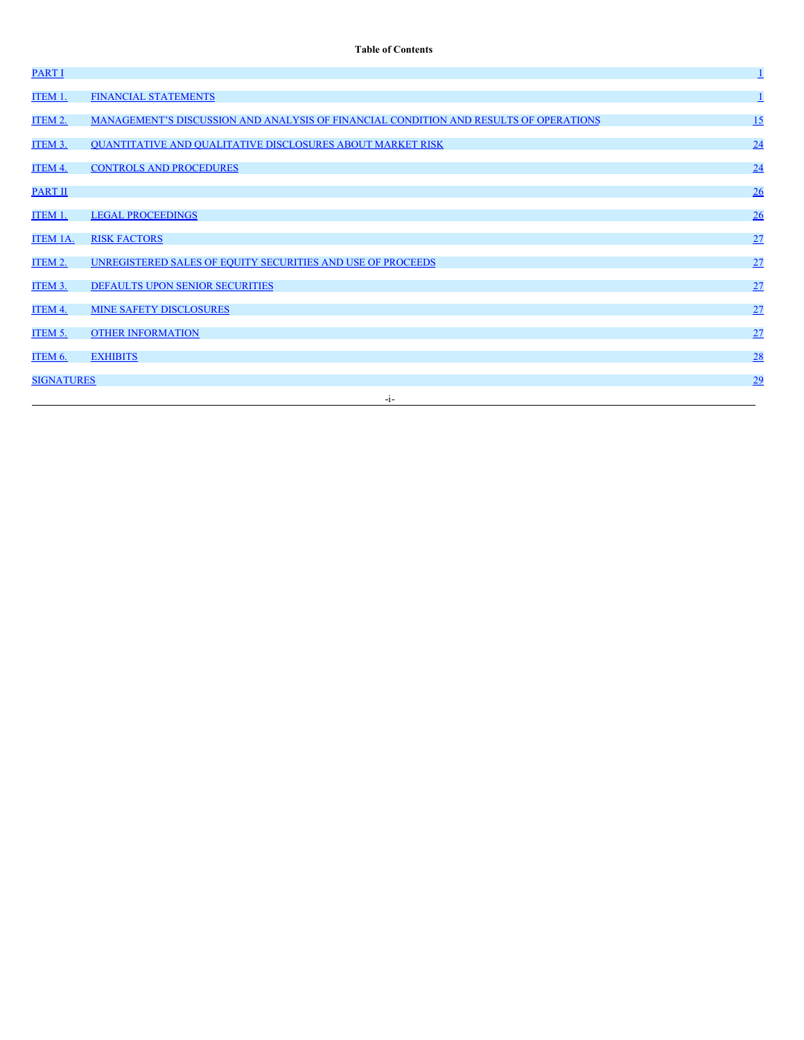**Table of Contents**

| | | |
|---|---|---|
| PART I | | 1 |
| ITEM 1. | FINANCIAL STATEMENTS | 1 |
| ITEM 2. | MANAGEMENT'S DISCUSSION AND ANALYSIS OF FINANCIAL CONDITION AND RESULTS OF OPERATIONS | 15 |
| ITEM 3. | QUANTITATIVE AND QUALITATIVE DISCLOSURES ABOUT MARKET RISK | 24 |
| ITEM 4. | CONTROLS AND PROCEDURES | 24 |
| PART II | | 26 |
| ITEM 1. | LEGAL PROCEEDINGS | 26 |
| ITEM 1A. | RISK FACTORS | 27 |
| ITEM 2. | UNREGISTERED SALES OF EQUITY SECURITIES AND USE OF PROCEEDS | 27 |
| ITEM 3. | DEFAULTS UPON SENIOR SECURITIES | 27 |
| ITEM 4. | MINE SAFETY DISCLOSURES | 27 |
| ITEM 5. | OTHER INFORMATION | 27 |
| ITEM 6. | EXHIBITS | 28 |
| SIGNATURES | | 29 |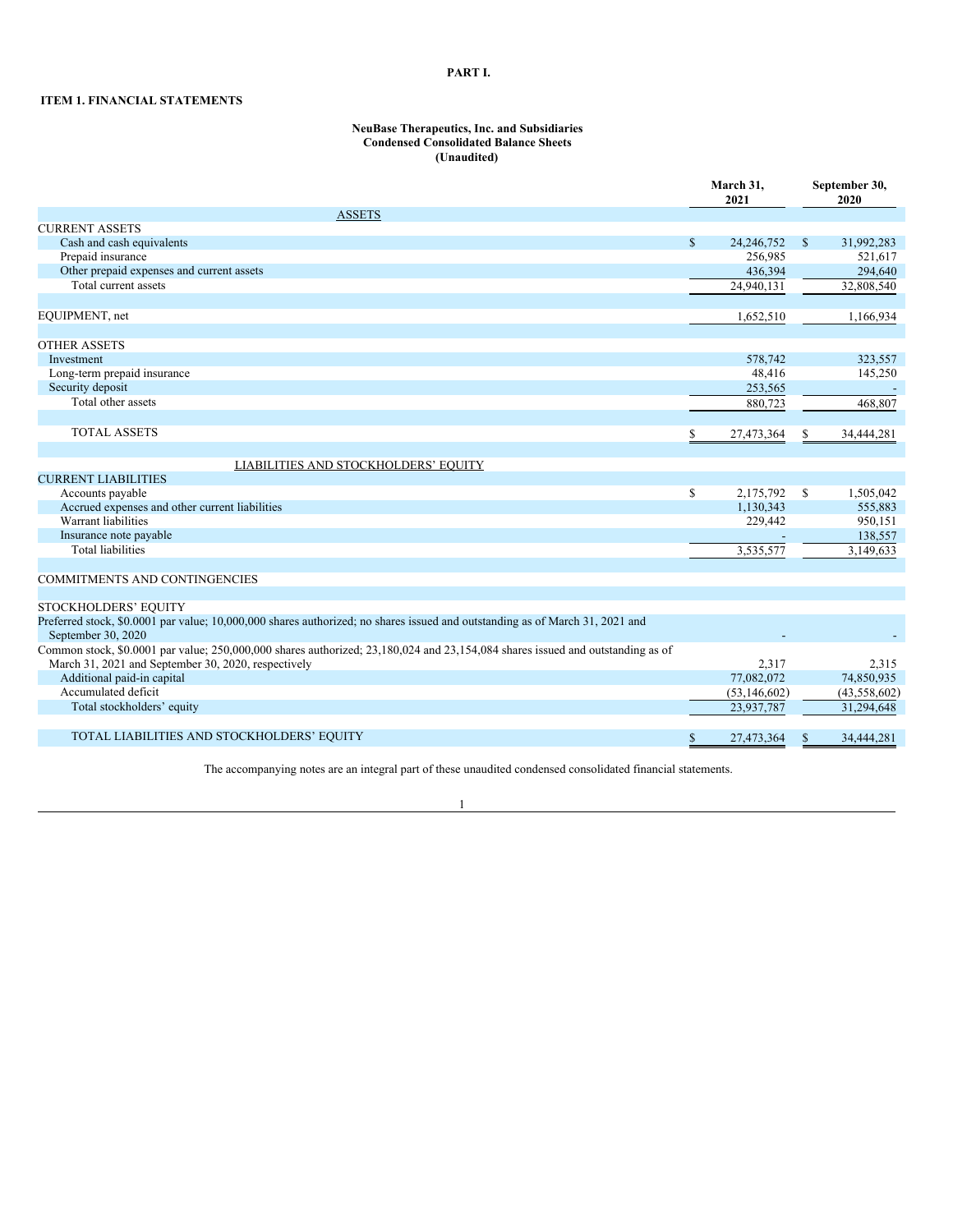**PART I.**

**ITEM 1. FINANCIAL STATEMENTS**

**NeuBase Therapeutics, Inc. and Subsidiaries**
**Condensed Consolidated Balance Sheets**
**(Unaudited)**

| | March 31, 2021 | September 30, 2020 |
|---|---|---|
| ASSETS | | |
| CURRENT ASSETS | | |
| Cash and cash equivalents | $ 24,246,752 | $ 31,992,283 |
| Prepaid insurance | 256,985 | 521,617 |
| Other prepaid expenses and current assets | 436,394 | 294,640 |
| Total current assets | 24,940,131 | 32,808,540 |
| | | |
| EQUIPMENT, net | 1,652,510 | 1,166,934 |
| | | |
| OTHER ASSETS | | |
| Investment | 578,742 | 323,557 |
| Long-term prepaid insurance | 48,416 | 145,250 |
| Security deposit | 253,565 | - |
| Total other assets | 880,723 | 468,807 |
| | | |
| TOTAL ASSETS | $ 27,473,364 | $ 34,444,281 |
| | | |
| LIABILITIES AND STOCKHOLDERS' EQUITY | | |
| CURRENT LIABILITIES | | |
| Accounts payable | $ 2,175,792 | $ 1,505,042 |
| Accrued expenses and other current liabilities | 1,130,343 | 555,883 |
| Warrant liabilities | 229,442 | 950,151 |
| Insurance note payable | - | 138,557 |
| Total liabilities | 3,535,577 | 3,149,633 |
| | | |
| COMMITMENTS AND CONTINGENCIES | | |
| | | |
| STOCKHOLDERS' EQUITY | | |
| Preferred stock, $0.0001 par value; 10,000,000 shares authorized; no shares issued and outstanding as of March 31, 2021 and September 30, 2020 | - | - |
| Common stock, $0.0001 par value; 250,000,000 shares authorized; 23,180,024 and 23,154,084 shares issued and outstanding as of March 31, 2021 and September 30, 2020, respectively | 2,317 | 2,315 |
| Additional paid-in capital | 77,082,072 | 74,850,935 |
| Accumulated deficit | (53,146,602) | (43,558,602) |
| Total stockholders' equity | 23,937,787 | 31,294,648 |
| | | |
| TOTAL LIABILITIES AND STOCKHOLDERS' EQUITY | $ 27,473,364 | $ 34,444,281 |

The accompanying notes are an integral part of these unaudited condensed consolidated financial statements.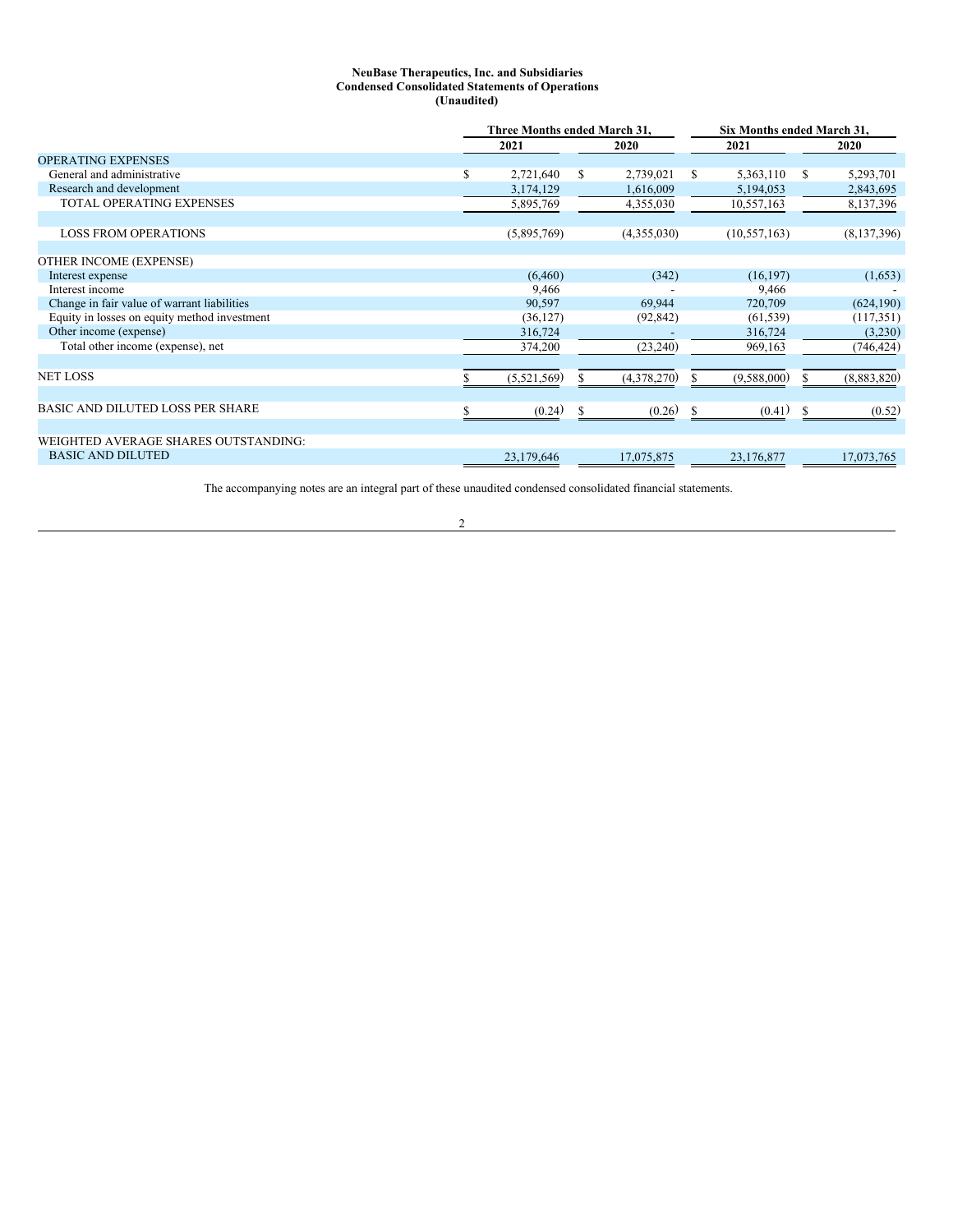**NeuBase Therapeutics, Inc. and Subsidiaries**
**Condensed Consolidated Statements of Operations**
**(Unaudited)**

| | Three Months ended March 31, | | Six Months ended March 31, | |
|---|---|---|---|---|
| | 2021 | 2020 | 2021 | 2020 |
| OPERATING EXPENSES | | | | |
| General and administrative | $ 2,721,640 | $ 2,739,021 | $ 5,363,110 | $ 5,293,701 |
| Research and development | 3,174,129 | 1,616,009 | 5,194,053 | 2,843,695 |
| TOTAL OPERATING EXPENSES | 5,895,769 | 4,355,030 | 10,557,163 | 8,137,396 |
| | | | | |
| LOSS FROM OPERATIONS | (5,895,769) | (4,355,030) | (10,557,163) | (8,137,396) |
| | | | | |
| OTHER INCOME (EXPENSE) | | | | |
| Interest expense | (6,460) | (342) | (16,197) | (1,653) |
| Interest income | 9,466 | - | 9,466 | - |
| Change in fair value of warrant liabilities | 90,597 | 69,944 | 720,709 | (624,190) |
| Equity in losses on equity method investment | (36,127) | (92,842) | (61,539) | (117,351) |
| Other income (expense) | 316,724 | - | 316,724 | (3,230) |
| Total other income (expense), net | 374,200 | (23,240) | 969,163 | (746,424) |
| | | | | |
| NET LOSS | $ (5,521,569) | $ (4,378,270) | $ (9,588,000) | $ (8,883,820) |
| | | | | |
| BASIC AND DILUTED LOSS PER SHARE | $ (0.24) | $ (0.26) | $ (0.41) | $ (0.52) |
| | | | | |
| WEIGHTED AVERAGE SHARES OUTSTANDING: | | | | |
| BASIC AND DILUTED | 23,179,646 | 17,075,875 | 23,176,877 | 17,073,765 |

The accompanying notes are an integral part of these unaudited condensed consolidated financial statements.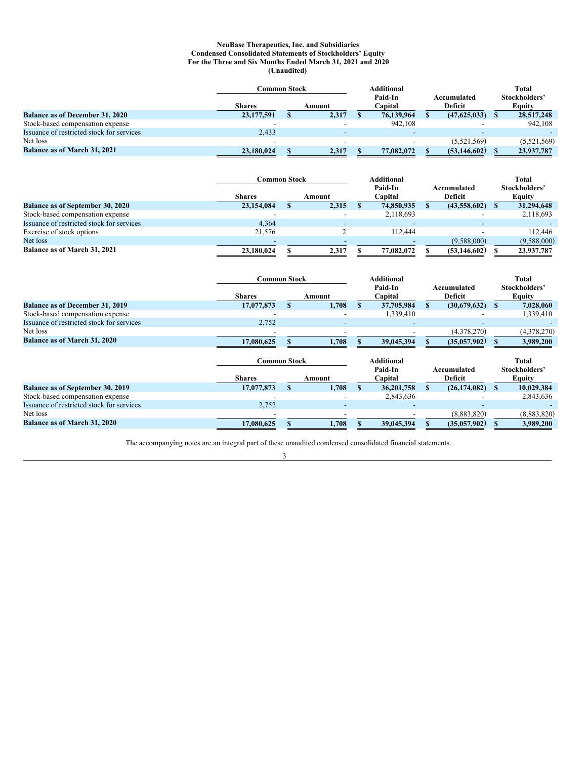**NeuBase Therapeutics, Inc. and Subsidiaries**
**Condensed Consolidated Statements of Stockholders' Equity**
**For the Three and Six Months Ended March 31, 2021 and 2020**
**(Unaudited)**

| | Common Stock | | Additional Paid-In Capital | Accumulated Deficit | Total Stockholders' Equity |
|---|---|---|---|---|---|
| | Shares | Amount | | | |
| **Balance as of December 31, 2020** | **23,177,591** | **$ 2,317** | **$ 76,139,964** | **$ (47,625,033)** | **$ 28,517,248** |
| Stock-based compensation expense | - | - | 942,108 | - | 942,108 |
| Issuance of restricted stock for services | 2,433 | - | - | - | - |
| Net loss | - | - | - | (5,521,569) | (5,521,569) |
| **Balance as of March 31, 2021** | **23,180,024** | **$ 2,317** | **$ 77,082,072** | **$ (53,146,602)** | **$ 23,937,787** |

| | Common Stock | | Additional Paid-In Capital | Accumulated Deficit | Total Stockholders' Equity |
|---|---|---|---|---|---|
| | Shares | Amount | | | |
| **Balance as of September 30, 2020** | **23,154,084** | **$ 2,315** | **$ 74,850,935** | **$ (43,558,602)** | **$ 31,294,648** |
| Stock-based compensation expense | - | - | 2,118,693 | - | 2,118,693 |
| Issuance of restricted stock for services | 4,364 | - | - | - | - |
| Exercise of stock options | 21,576 | 2 | 112,444 | - | 112,446 |
| Net loss | - | - | - | (9,588,000) | (9,588,000) |
| **Balance as of March 31, 2021** | **23,180,024** | **$ 2,317** | **$ 77,082,072** | **$ (53,146,602)** | **$ 23,937,787** |

| | Common Stock | | Additional Paid-In Capital | Accumulated Deficit | Total Stockholders' Equity |
|---|---|---|---|---|---|
| | Shares | Amount | | | |
| **Balance as of December 31, 2019** | **17,077,873** | **$ 1,708** | **$ 37,705,984** | **$ (30,679,632)** | **$ 7,028,060** |
| Stock-based compensation expense | - | - | 1,339,410 | - | 1,339,410 |
| Issuance of restricted stock for services | 2,752 | - | - | - | - |
| Net loss | - | - | - | (4,378,270) | (4,378,270) |
| **Balance as of March 31, 2020** | **17,080,625** | **$ 1,708** | **$ 39,045,394** | **$ (35,057,902)** | **$ 3,989,200** |

| | Common Stock | | Additional Paid-In Capital | Accumulated Deficit | Total Stockholders' Equity |
|---|---|---|---|---|---|
| | Shares | Amount | | | |
| **Balance as of September 30, 2019** | **17,077,873** | **$ 1,708** | **$ 36,201,758** | **$ (26,174,082)** | **$ 10,029,384** |
| Stock-based compensation expense | - | - | 2,843,636 | - | 2,843,636 |
| Issuance of restricted stock for services | 2,752 | - | - | - | - |
| Net loss | - | - | - | (8,883,820) | (8,883,820) |
| **Balance as of March 31, 2020** | **17,080,625** | **$ 1,708** | **$ 39,045,394** | **$ (35,057,902)** | **$ 3,989,200** |

The accompanying notes are an integral part of these unaudited condensed consolidated financial statements.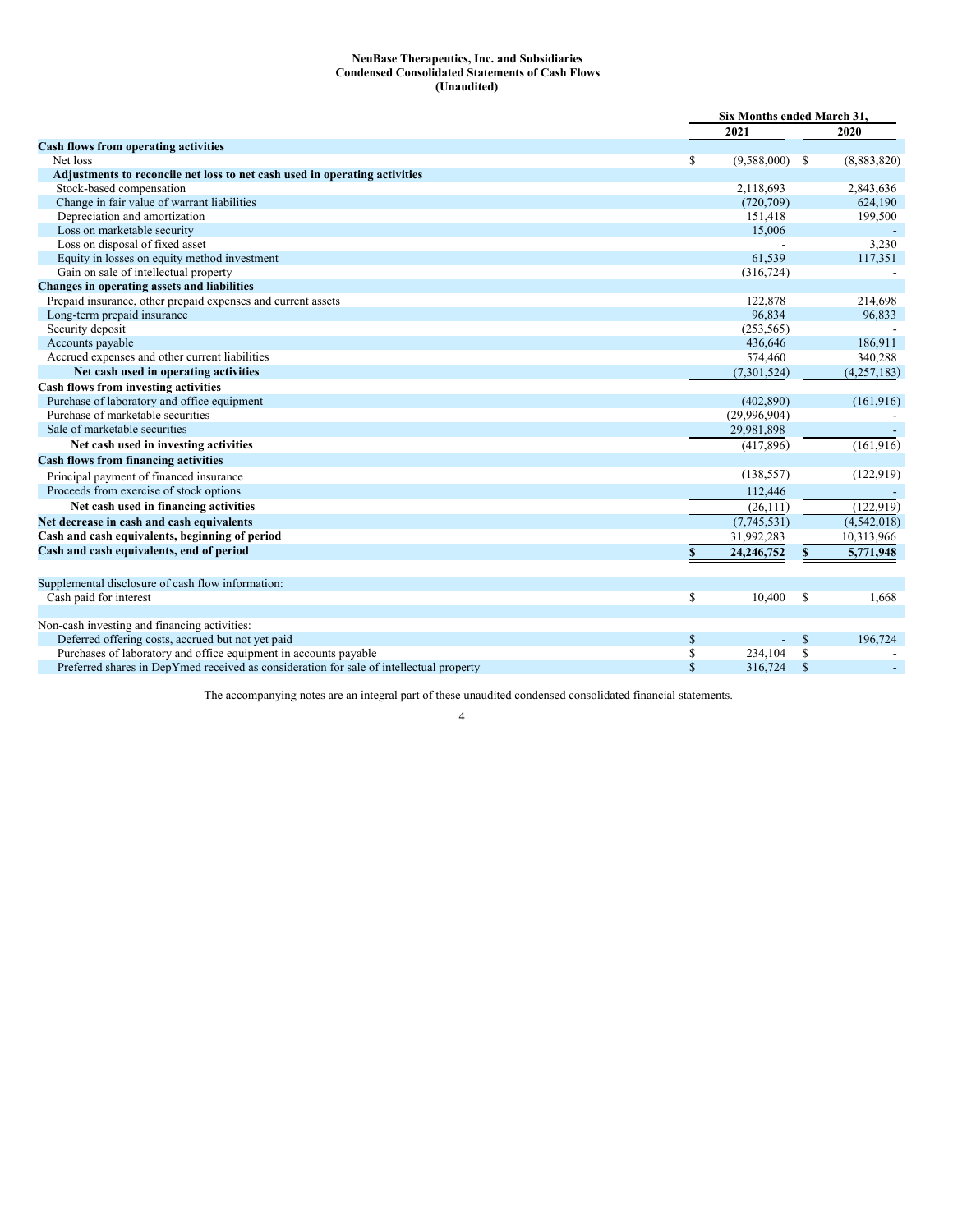**NeuBase Therapeutics, Inc. and Subsidiaries**
**Condensed Consolidated Statements of Cash Flows**
**(Unaudited)**

| | Six Months ended March 31, | |
|---|---|---|
| | 2021 | 2020 |
| **Cash flows from operating activities** | | |
| Net loss | $ (9,588,000) | $ (8,883,820) |
| **Adjustments to reconcile net loss to net cash used in operating activities** | | |
| Stock-based compensation | 2,118,693 | 2,843,636 |
| Change in fair value of warrant liabilities | (720,709) | 624,190 |
| Depreciation and amortization | 151,418 | 199,500 |
| Loss on marketable security | 15,006 | - |
| Loss on disposal of fixed asset | - | 3,230 |
| Equity in losses on equity method investment | 61,539 | 117,351 |
| Gain on sale of intellectual property | (316,724) | - |
| **Changes in operating assets and liabilities** | | |
| Prepaid insurance, other prepaid expenses and current assets | 122,878 | 214,698 |
| Long-term prepaid insurance | 96,834 | 96,833 |
| Security deposit | (253,565) | - |
| Accounts payable | 436,646 | 186,911 |
| Accrued expenses and other current liabilities | 574,460 | 340,288 |
| **Net cash used in operating activities** | (7,301,524) | (4,257,183) |
| **Cash flows from investing activities** | | |
| Purchase of laboratory and office equipment | (402,890) | (161,916) |
| Purchase of marketable securities | (29,996,904) | - |
| Sale of marketable securities | 29,981,898 | - |
| **Net cash used in investing activities** | (417,896) | (161,916) |
| **Cash flows from financing activities** | | |
| Principal payment of financed insurance | (138,557) | (122,919) |
| Proceeds from exercise of stock options | 112,446 | - |
| **Net cash used in financing activities** | (26,111) | (122,919) |
| **Net decrease in cash and cash equivalents** | (7,745,531) | (4,542,018) |
| **Cash and cash equivalents, beginning of period** | 31,992,283 | 10,313,966 |
| **Cash and cash equivalents, end of period** | **$ 24,246,752** | **$ 5,771,948** |
| | | |
| Supplemental disclosure of cash flow information: | | |
| Cash paid for interest | $ 10,400 | $ 1,668 |
| | | |
| Non-cash investing and financing activities: | | |
| Deferred offering costs, accrued but not yet paid | $ - | $ 196,724 |
| Purchases of laboratory and office equipment in accounts payable | $ 234,104 | $ - |
| Preferred shares in DepYmed received as consideration for sale of intellectual property | $ 316,724 | $ - |

The accompanying notes are an integral part of these unaudited condensed consolidated financial statements.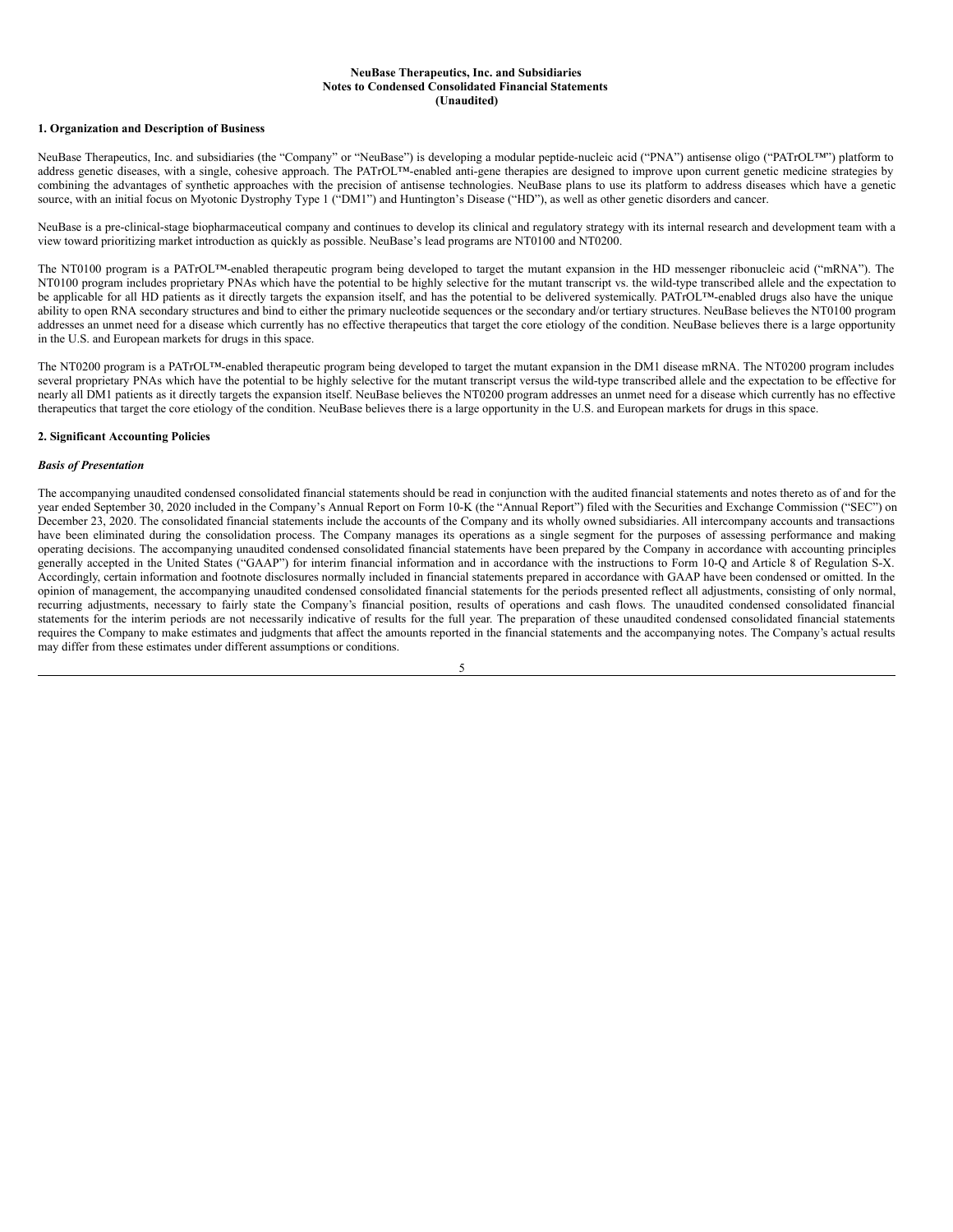**NeuBase Therapeutics, Inc. and Subsidiaries**
**Notes to Condensed Consolidated Financial Statements**
**(Unaudited)**

**1. Organization and Description of Business**

NeuBase Therapeutics, Inc. and subsidiaries (the "Company" or "NeuBase") is developing a modular peptide-nucleic acid ("PNA") antisense oligo ("PATrOL™") platform to address genetic diseases, with a single, cohesive approach. The PATrOL™-enabled anti-gene therapies are designed to improve upon current genetic medicine strategies by combining the advantages of synthetic approaches with the precision of antisense technologies. NeuBase plans to use its platform to address diseases which have a genetic source, with an initial focus on Myotonic Dystrophy Type 1 ("DM1") and Huntington's Disease ("HD"), as well as other genetic disorders and cancer.

NeuBase is a pre-clinical-stage biopharmaceutical company and continues to develop its clinical and regulatory strategy with its internal research and development team with a view toward prioritizing market introduction as quickly as possible. NeuBase's lead programs are NT0100 and NT0200.

The NT0100 program is a PATrOL™-enabled therapeutic program being developed to target the mutant expansion in the HD messenger ribonucleic acid ("mRNA"). The NT0100 program includes proprietary PNAs which have the potential to be highly selective for the mutant transcript vs. the wild-type transcribed allele and the expectation to be applicable for all HD patients as it directly targets the expansion itself, and has the potential to be delivered systemically. PATrOL™-enabled drugs also have the unique ability to open RNA secondary structures and bind to either the primary nucleotide sequences or the secondary and/or tertiary structures. NeuBase believes the NT0100 program addresses an unmet need for a disease which currently has no effective therapeutics that target the core etiology of the condition. NeuBase believes there is a large opportunity in the U.S. and European markets for drugs in this space.

The NT0200 program is a PATrOL™-enabled therapeutic program being developed to target the mutant expansion in the DM1 disease mRNA. The NT0200 program includes several proprietary PNAs which have the potential to be highly selective for the mutant transcript versus the wild-type transcribed allele and the expectation to be effective for nearly all DM1 patients as it directly targets the expansion itself. NeuBase believes the NT0200 program addresses an unmet need for a disease which currently has no effective therapeutics that target the core etiology of the condition. NeuBase believes there is a large opportunity in the U.S. and European markets for drugs in this space.

**2. Significant Accounting Policies**

***Basis of Presentation***

The accompanying unaudited condensed consolidated financial statements should be read in conjunction with the audited financial statements and notes thereto as of and for the year ended September 30, 2020 included in the Company's Annual Report on Form 10-K (the "Annual Report") filed with the Securities and Exchange Commission ("SEC") on December 23, 2020. The consolidated financial statements include the accounts of the Company and its wholly owned subsidiaries. All intercompany accounts and transactions have been eliminated during the consolidation process. The Company manages its operations as a single segment for the purposes of assessing performance and making operating decisions. The accompanying unaudited condensed consolidated financial statements have been prepared by the Company in accordance with accounting principles generally accepted in the United States ("GAAP") for interim financial information and in accordance with the instructions to Form 10-Q and Article 8 of Regulation S-X. Accordingly, certain information and footnote disclosures normally included in financial statements prepared in accordance with GAAP have been condensed or omitted. In the opinion of management, the accompanying unaudited condensed consolidated financial statements for the periods presented reflect all adjustments, consisting of only normal, recurring adjustments, necessary to fairly state the Company's financial position, results of operations and cash flows. The unaudited condensed consolidated financial statements for the interim periods are not necessarily indicative of results for the full year. The preparation of these unaudited condensed consolidated financial statements requires the Company to make estimates and judgments that affect the amounts reported in the financial statements and the accompanying notes. The Company's actual results may differ from these estimates under different assumptions or conditions.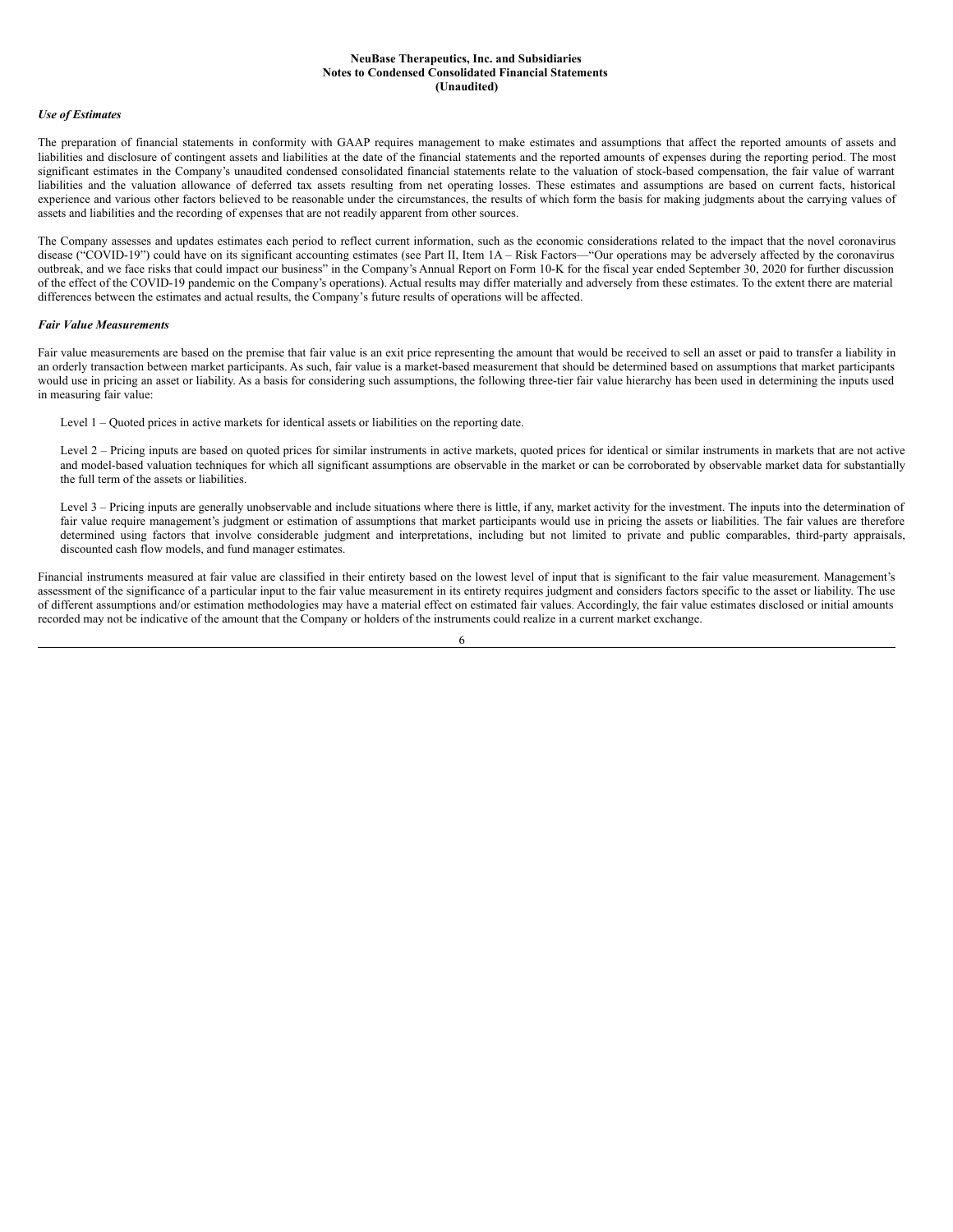### *Use of Estimates*

The preparation of financial statements in conformity with GAAP requires management to make estimates and assumptions that affect the reported amounts of assets and liabilities and disclosure of contingent assets and liabilities at the date of the financial statements and the reported amounts of expenses during the reporting period. The most significant estimates in the Company's unaudited condensed consolidated financial statements relate to the valuation of stock-based compensation, the fair value of warrant liabilities and the valuation allowance of deferred tax assets resulting from net operating losses. These estimates and assumptions are based on current facts, historical experience and various other factors believed to be reasonable under the circumstances, the results of which form the basis for making judgments about the carrying values of assets and liabilities and the recording of expenses that are not readily apparent from other sources.

The Company assesses and updates estimates each period to reflect current information, such as the economic considerations related to the impact that the novel coronavirus disease ("COVID-19") could have on its significant accounting estimates (see Part II, Item 1A – Risk Factors—"Our operations may be adversely affected by the coronavirus outbreak, and we face risks that could impact our business" in the Company's Annual Report on Form 10-K for the fiscal year ended September 30, 2020 for further discussion of the effect of the COVID-19 pandemic on the Company's operations). Actual results may differ materially and adversely from these estimates. To the extent there are material differences between the estimates and actual results, the Company's future results of operations will be affected.

### *Fair Value Measurements*

Fair value measurements are based on the premise that fair value is an exit price representing the amount that would be received to sell an asset or paid to transfer a liability in an orderly transaction between market participants. As such, fair value is a market-based measurement that should be determined based on assumptions that market participants would use in pricing an asset or liability. As a basis for considering such assumptions, the following three-tier fair value hierarchy has been used in determining the inputs used in measuring fair value:

Level 1 – Quoted prices in active markets for identical assets or liabilities on the reporting date.

Level 2 – Pricing inputs are based on quoted prices for similar instruments in active markets, quoted prices for identical or similar instruments in markets that are not active and model-based valuation techniques for which all significant assumptions are observable in the market or can be corroborated by observable market data for substantially the full term of the assets or liabilities.

Level 3 – Pricing inputs are generally unobservable and include situations where there is little, if any, market activity for the investment. The inputs into the determination of fair value require management's judgment or estimation of assumptions that market participants would use in pricing the assets or liabilities. The fair values are therefore determined using factors that involve considerable judgment and interpretations, including but not limited to private and public comparables, third-party appraisals, discounted cash flow models, and fund manager estimates.

Financial instruments measured at fair value are classified in their entirety based on the lowest level of input that is significant to the fair value measurement. Management's assessment of the significance of a particular input to the fair value measurement in its entirety requires judgment and considers factors specific to the asset or liability. The use of different assumptions and/or estimation methodologies may have a material effect on estimated fair values. Accordingly, the fair value estimates disclosed or initial amounts recorded may not be indicative of the amount that the Company or holders of the instruments could realize in a current market exchange.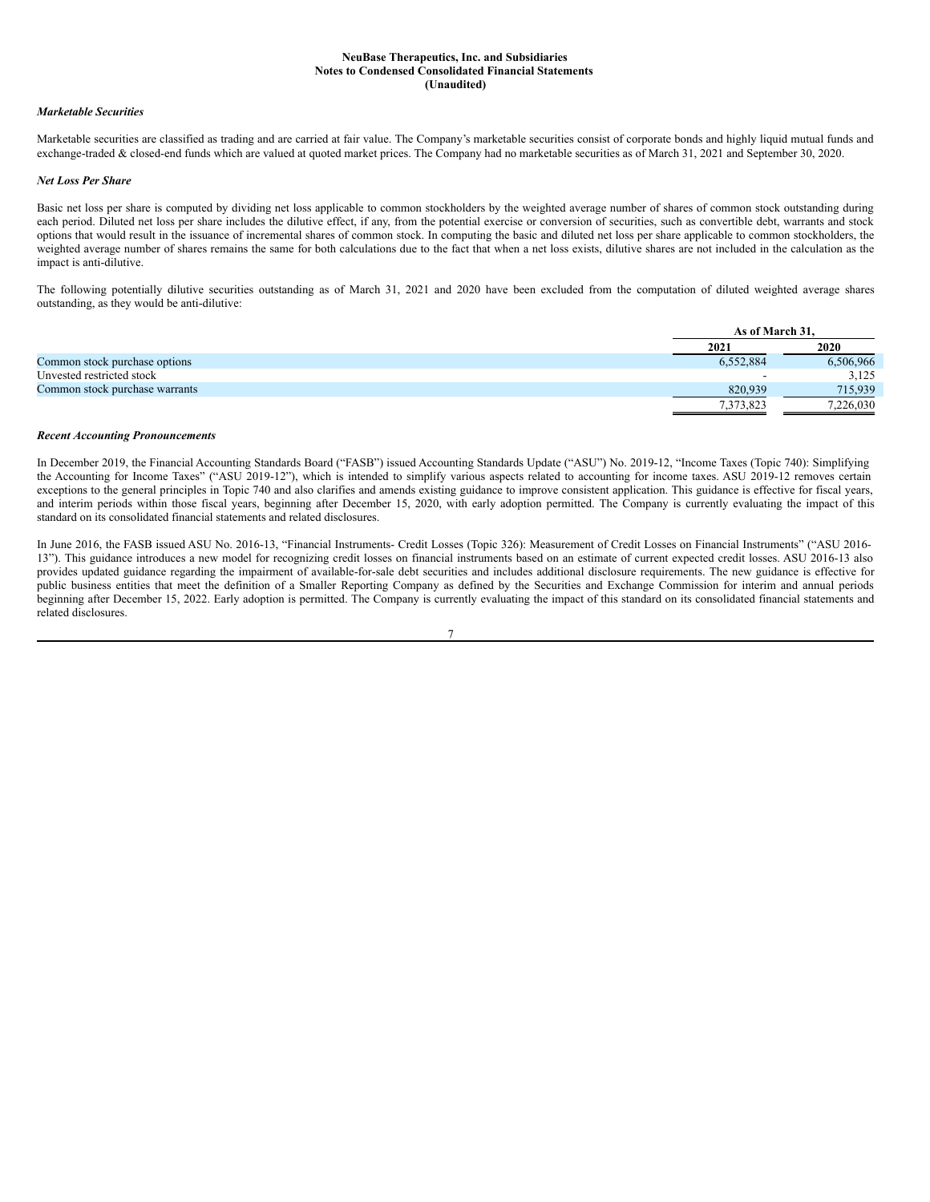### Marketable Securities

Marketable securities are classified as trading and are carried at fair value. The Company's marketable securities consist of corporate bonds and highly liquid mutual funds and exchange-traded & closed-end funds which are valued at quoted market prices. The Company had no marketable securities as of March 31, 2021 and September 30, 2020.

### Net Loss Per Share

Basic net loss per share is computed by dividing net loss applicable to common stockholders by the weighted average number of shares of common stock outstanding during each period. Diluted net loss per share includes the dilutive effect, if any, from the potential exercise or conversion of securities, such as convertible debt, warrants and stock options that would result in the issuance of incremental shares of common stock. In computing the basic and diluted net loss per share applicable to common stockholders, the weighted average number of shares remains the same for both calculations due to the fact that when a net loss exists, dilutive shares are not included in the calculation as the impact is anti-dilutive.

The following potentially dilutive securities outstanding as of March 31, 2021 and 2020 have been excluded from the computation of diluted weighted average shares outstanding, as they would be anti-dilutive:

| | As of March 31, | |
|---|---|---|
| | 2021 | 2020 |
| Common stock purchase options | 6,552,884 | 6,506,966 |
| Unvested restricted stock | - | 3,125 |
| Common stock purchase warrants | 820,939 | 715,939 |
| | 7,373,823 | 7,226,030 |

### Recent Accounting Pronouncements

In December 2019, the Financial Accounting Standards Board ("FASB") issued Accounting Standards Update ("ASU") No. 2019-12, "Income Taxes (Topic 740): Simplifying the Accounting for Income Taxes" ("ASU 2019-12"), which is intended to simplify various aspects related to accounting for income taxes. ASU 2019-12 removes certain exceptions to the general principles in Topic 740 and also clarifies and amends existing guidance to improve consistent application. This guidance is effective for fiscal years, and interim periods within those fiscal years, beginning after December 15, 2020, with early adoption permitted. The Company is currently evaluating the impact of this standard on its consolidated financial statements and related disclosures.

In June 2016, the FASB issued ASU No. 2016-13, "Financial Instruments- Credit Losses (Topic 326): Measurement of Credit Losses on Financial Instruments" ("ASU 2016-13"). This guidance introduces a new model for recognizing credit losses on financial instruments based on an estimate of current expected credit losses. ASU 2016-13 also provides updated guidance regarding the impairment of available-for-sale debt securities and includes additional disclosure requirements. The new guidance is effective for public business entities that meet the definition of a Smaller Reporting Company as defined by the Securities and Exchange Commission for interim and annual periods beginning after December 15, 2022. Early adoption is permitted. The Company is currently evaluating the impact of this standard on its consolidated financial statements and related disclosures.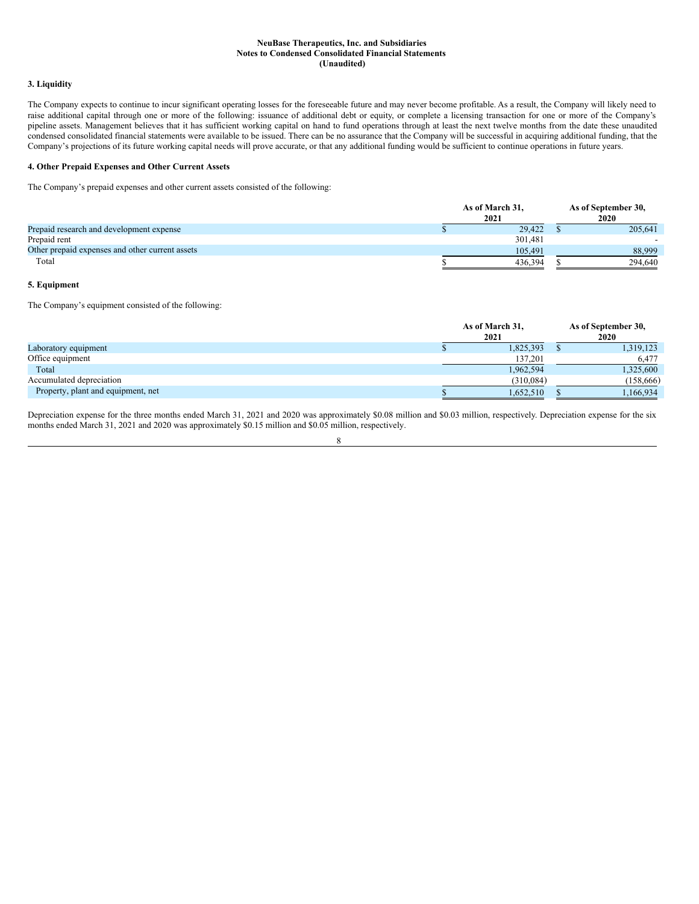NeuBase Therapeutics, Inc. and Subsidiaries
Notes to Condensed Consolidated Financial Statements
(Unaudited)

### 3. Liquidity

The Company expects to continue to incur significant operating losses for the foreseeable future and may never become profitable. As a result, the Company will likely need to raise additional capital through one or more of the following: issuance of additional debt or equity, or complete a licensing transaction for one or more of the Company's pipeline assets. Management believes that it has sufficient working capital on hand to fund operations through at least the next twelve months from the date these unaudited condensed consolidated financial statements were available to be issued. There can be no assurance that the Company will be successful in acquiring additional funding, that the Company's projections of its future working capital needs will prove accurate, or that any additional funding would be sufficient to continue operations in future years.

### 4. Other Prepaid Expenses and Other Current Assets

The Company's prepaid expenses and other current assets consisted of the following:

| | As of March 31, 2021 | As of September 30, 2020 |
|---|---|---|
| Prepaid research and development expense | $ 29,422 | $ 205,641 |
| Prepaid rent | 301,481 | - |
| Other prepaid expenses and other current assets | 105,491 | 88,999 |
| Total | $ 436,394 | $ 294,640 |

### 5. Equipment

The Company's equipment consisted of the following:

| | As of March 31, 2021 | As of September 30, 2020 |
|---|---|---|
| Laboratory equipment | $ 1,825,393 | $ 1,319,123 |
| Office equipment | 137,201 | 6,477 |
| Total | 1,962,594 | 1,325,600 |
| Accumulated depreciation | (310,084) | (158,666) |
| Property, plant and equipment, net | $ 1,652,510 | $ 1,166,934 |

Depreciation expense for the three months ended March 31, 2021 and 2020 was approximately $0.08 million and $0.03 million, respectively. Depreciation expense for the six months ended March 31, 2021 and 2020 was approximately $0.15 million and $0.05 million, respectively.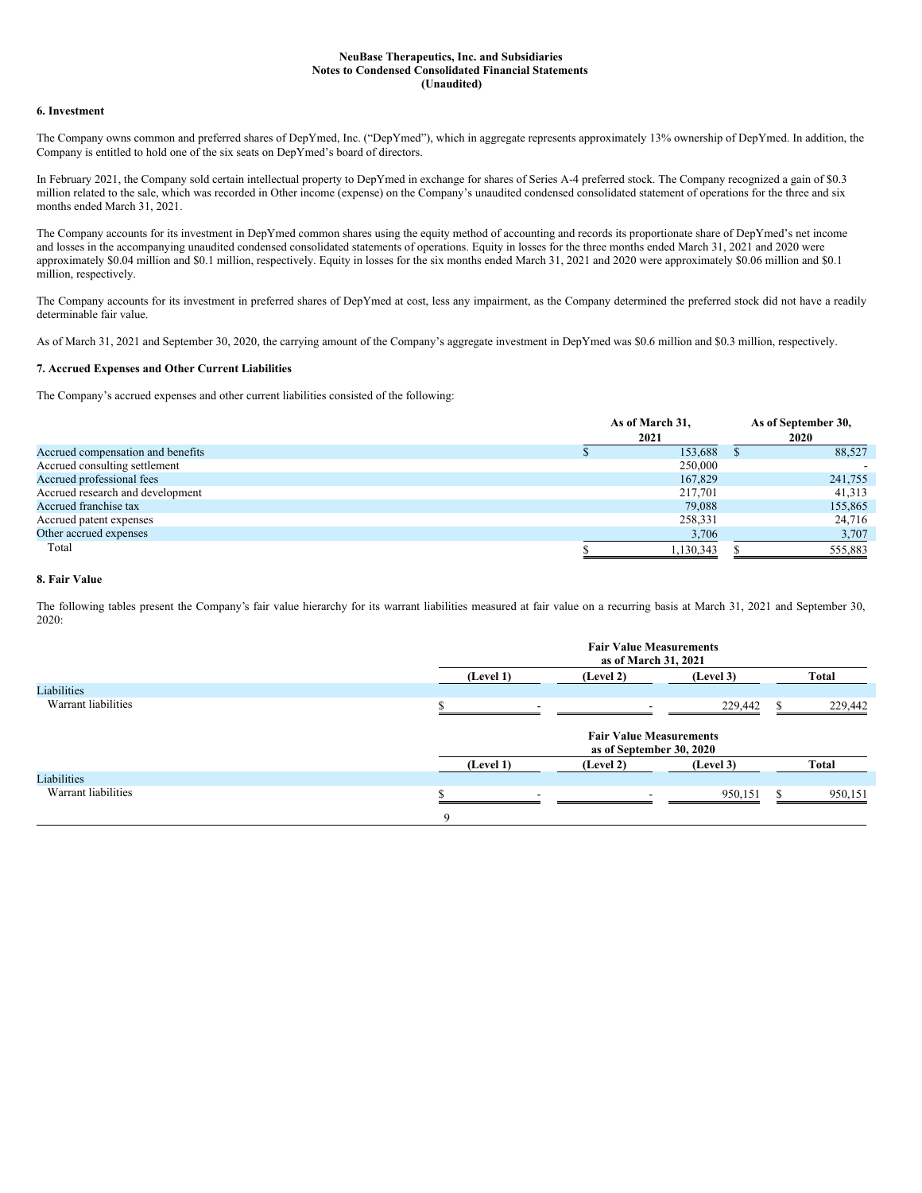## 6. Investment

The Company owns common and preferred shares of DepYmed, Inc. ("DepYmed"), which in aggregate represents approximately 13% ownership of DepYmed. In addition, the Company is entitled to hold one of the six seats on DepYmed's board of directors.

In February 2021, the Company sold certain intellectual property to DepYmed in exchange for shares of Series A-4 preferred stock. The Company recognized a gain of $0.3 million related to the sale, which was recorded in Other income (expense) on the Company's unaudited condensed consolidated statement of operations for the three and six months ended March 31, 2021.

The Company accounts for its investment in DepYmed common shares using the equity method of accounting and records its proportionate share of DepYmed's net income and losses in the accompanying unaudited condensed consolidated statements of operations. Equity in losses for the three months ended March 31, 2021 and 2020 were approximately $0.04 million and $0.1 million, respectively. Equity in losses for the six months ended March 31, 2021 and 2020 were approximately $0.06 million and $0.1 million, respectively.

The Company accounts for its investment in preferred shares of DepYmed at cost, less any impairment, as the Company determined the preferred stock did not have a readily determinable fair value.

As of March 31, 2021 and September 30, 2020, the carrying amount of the Company's aggregate investment in DepYmed was $0.6 million and $0.3 million, respectively.

## 7. Accrued Expenses and Other Current Liabilities

The Company's accrued expenses and other current liabilities consisted of the following:

| | As of March 31, 2021 | As of September 30, 2020 |
|---|---|---|
| Accrued compensation and benefits | $ 153,688 | $ 88,527 |
| Accrued consulting settlement | 250,000 | - |
| Accrued professional fees | 167,829 | 241,755 |
| Accrued research and development | 217,701 | 41,313 |
| Accrued franchise tax | 79,088 | 155,865 |
| Accrued patent expenses | 258,331 | 24,716 |
| Other accrued expenses | 3,706 | 3,707 |
| Total | $ 1,130,343 | $ 555,883 |

## 8. Fair Value

The following tables present the Company's fair value hierarchy for its warrant liabilities measured at fair value on a recurring basis at March 31, 2021 and September 30, 2020:

| | Fair Value Measurements as of March 31, 2021 | | | |
|---|---|---|---|---|
| | (Level 1) | (Level 2) | (Level 3) | Total |
| Liabilities | | | | |
| Warrant liabilities | $ - | - | 229,442 | $ 229,442 |

| | Fair Value Measurements as of September 30, 2020 | | | |
|---|---|---|---|---|
| | (Level 1) | (Level 2) | (Level 3) | Total |
| Liabilities | | | | |
| Warrant liabilities | $ - | - | 950,151 | $ 950,151 |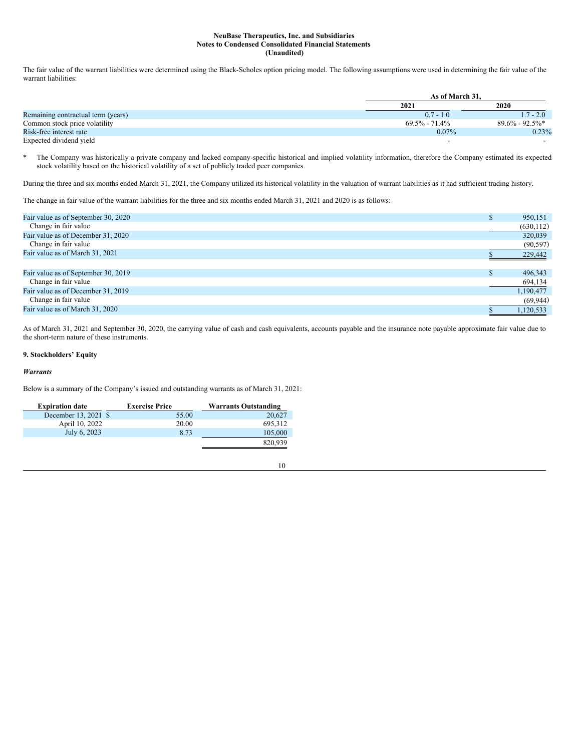The fair value of the warrant liabilities were determined using the Black-Scholes option pricing model. The following assumptions were used in determining the fair value of the warrant liabilities:

| | As of March 31, | |
|---|---|---|
| | 2021 | 2020 |
| Remaining contractual term (years) | 0.7 - 1.0 | 1.7 - 2.0 |
| Common stock price volatility | 69.5% - 71.4% | 89.6% - 92.5%* |
| Risk-free interest rate | 0.07% | 0.23% |
| Expected dividend yield | - | - |

\* The Company was historically a private company and lacked company-specific historical and implied volatility information, therefore the Company estimated its expected stock volatility based on the historical volatility of a set of publicly traded peer companies.

During the three and six months ended March 31, 2021, the Company utilized its historical volatility in the valuation of warrant liabilities as it had sufficient trading history.

The change in fair value of the warrant liabilities for the three and six months ended March 31, 2021 and 2020 is as follows:

| | |
|---|---|
| Fair value as of September 30, 2020 | $ 950,151 |
| Change in fair value | (630,112) |
| Fair value as of December 31, 2020 | 320,039 |
| Change in fair value | (90,597) |
| Fair value as of March 31, 2021 | $ 229,442 |
| | |
| Fair value as of September 30, 2019 | $ 496,343 |
| Change in fair value | 694,134 |
| Fair value as of December 31, 2019 | 1,190,477 |
| Change in fair value | (69,944) |
| Fair value as of March 31, 2020 | $ 1,120,533 |

As of March 31, 2021 and September 30, 2020, the carrying value of cash and cash equivalents, accounts payable and the insurance note payable approximate fair value due to the short-term nature of these instruments.

### 9. Stockholders' Equity

***Warrants***

Below is a summary of the Company's issued and outstanding warrants as of March 31, 2021:

| Expiration date | Exercise Price | Warrants Outstanding |
|---|---|---|
| December 13, 2021 | $ 55.00 | 20,627 |
| April 10, 2022 | 20.00 | 695,312 |
| July 6, 2023 | 8.73 | 105,000 |
| | | 820,939 |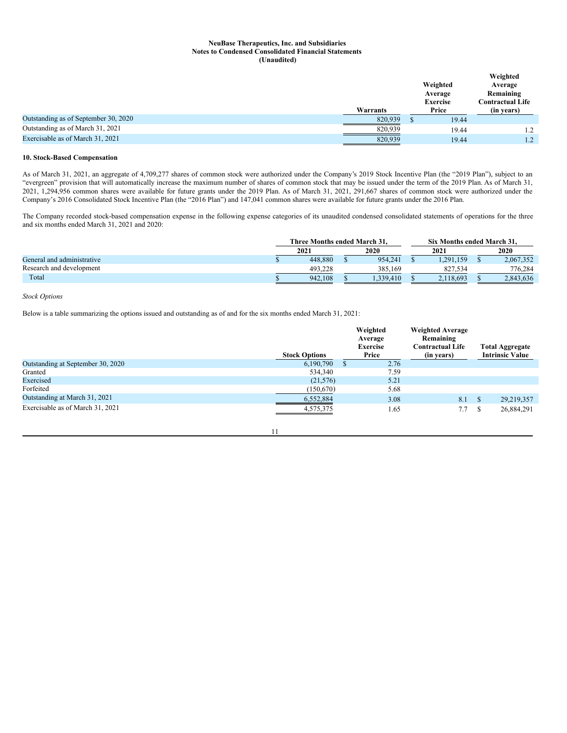**NeuBase Therapeutics, Inc. and Subsidiaries**
**Notes to Condensed Consolidated Financial Statements**
**(Unaudited)**

| | Warrants | Weighted Average Exercise Price | Weighted Average Remaining Contractual Life (in years) |
|---|---|---|---|
| Outstanding as of September 30, 2020 | 820,939 | $ 19.44 | |
| Outstanding as of March 31, 2021 | 820,939 | 19.44 | 1.2 |
| Exercisable as of March 31, 2021 | 820,939 | 19.44 | 1.2 |

**10. Stock-Based Compensation**

As of March 31, 2021, an aggregate of 4,709,277 shares of common stock were authorized under the Company's 2019 Stock Incentive Plan (the "2019 Plan"), subject to an "evergreen" provision that will automatically increase the maximum number of shares of common stock that may be issued under the term of the 2019 Plan. As of March 31, 2021, 1,294,956 common shares were available for future grants under the 2019 Plan. As of March 31, 2021, 291,667 shares of common stock were authorized under the Company's 2016 Consolidated Stock Incentive Plan (the "2016 Plan") and 147,041 common shares were available for future grants under the 2016 Plan.

The Company recorded stock-based compensation expense in the following expense categories of its unaudited condensed consolidated statements of operations for the three and six months ended March 31, 2021 and 2020:

| | Three Months ended March 31, | | Six Months ended March 31, | |
|---|---|---|---|---|
| | 2021 | 2020 | 2021 | 2020 |
| General and administrative | $ 448,880 | $ 954,241 | $ 1,291,159 | $ 2,067,352 |
| Research and development | 493,228 | 385,169 | 827,534 | 776,284 |
| Total | $ 942,108 | $ 1,339,410 | $ 2,118,693 | $ 2,843,636 |

*Stock Options*

Below is a table summarizing the options issued and outstanding as of and for the six months ended March 31, 2021:

| | Stock Options | Weighted Average Exercise Price | Weighted Average Remaining Contractual Life (in years) | Total Aggregate Intrinsic Value |
|---|---|---|---|---|
| Outstanding at September 30, 2020 | 6,190,790 | $ 2.76 | | |
| Granted | 534,340 | 7.59 | | |
| Exercised | (21,576) | 5.21 | | |
| Forfeited | (150,670) | 5.68 | | |
| Outstanding at March 31, 2021 | 6,552,884 | 3.08 | 8.1 | $ 29,219,357 |
| Exercisable as of March 31, 2021 | 4,575,375 | 1.65 | 7.7 | $ 26,884,291 |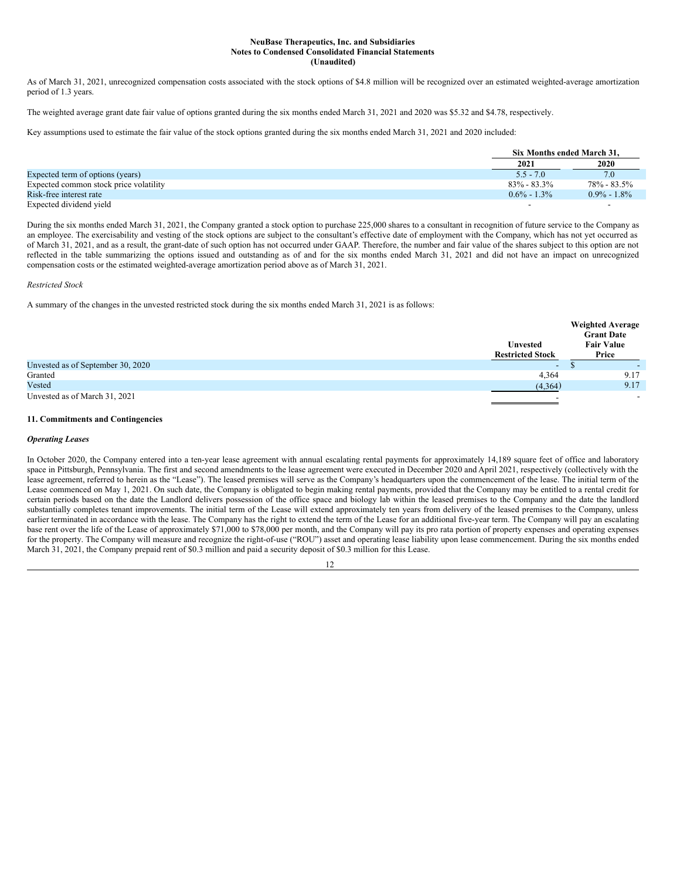As of March 31, 2021, unrecognized compensation costs associated with the stock options of $4.8 million will be recognized over an estimated weighted-average amortization period of 1.3 years.

The weighted average grant date fair value of options granted during the six months ended March 31, 2021 and 2020 was $5.32 and $4.78, respectively.

Key assumptions used to estimate the fair value of the stock options granted during the six months ended March 31, 2021 and 2020 included:

| | Six Months ended March 31, | |
|---|---|---|
| | 2021 | 2020 |
| Expected term of options (years) | 5.5 - 7.0 | 7.0 |
| Expected common stock price volatility | 83% - 83.3% | 78% - 83.5% |
| Risk-free interest rate | 0.6% - 1.3% | 0.9% - 1.8% |
| Expected dividend yield | - | - |

During the six months ended March 31, 2021, the Company granted a stock option to purchase 225,000 shares to a consultant in recognition of future service to the Company as an employee. The exercisability and vesting of the stock options are subject to the consultant's effective date of employment with the Company, which has not yet occurred as of March 31, 2021, and as a result, the grant-date of such option has not occurred under GAAP. Therefore, the number and fair value of the shares subject to this option are not reflected in the table summarizing the options issued and outstanding as of and for the six months ended March 31, 2021 and did not have an impact on unrecognized compensation costs or the estimated weighted-average amortization period above as of March 31, 2021.

*Restricted Stock*

A summary of the changes in the unvested restricted stock during the six months ended March 31, 2021 is as follows:

| | Unvested Restricted Stock | Weighted Average Grant Date Fair Value Price |
|---|---|---|
| Unvested as of September 30, 2020 | - | $ - |
| Granted | 4,364 | 9.17 |
| Vested | (4,364) | 9.17 |
| Unvested as of March 31, 2021 | - | - |

**11. Commitments and Contingencies**

***Operating Leases***

In October 2020, the Company entered into a ten-year lease agreement with annual escalating rental payments for approximately 14,189 square feet of office and laboratory space in Pittsburgh, Pennsylvania. The first and second amendments to the lease agreement were executed in December 2020 and April 2021, respectively (collectively with the lease agreement, referred to herein as the "Lease"). The leased premises will serve as the Company's headquarters upon the commencement of the lease. The initial term of the Lease commenced on May 1, 2021. On such date, the Company is obligated to begin making rental payments, provided that the Company may be entitled to a rental credit for certain periods based on the date the Landlord delivers possession of the office space and biology lab within the leased premises to the Company and the date the landlord substantially completes tenant improvements. The initial term of the Lease will extend approximately ten years from delivery of the leased premises to the Company, unless earlier terminated in accordance with the lease. The Company has the right to extend the term of the Lease for an additional five-year term. The Company will pay an escalating base rent over the life of the Lease of approximately $71,000 to $78,000 per month, and the Company will pay its pro rata portion of property expenses and operating expenses for the property. The Company will measure and recognize the right-of-use ("ROU") asset and operating lease liability upon lease commencement. During the six months ended March 31, 2021, the Company prepaid rent of $0.3 million and paid a security deposit of $0.3 million for this Lease.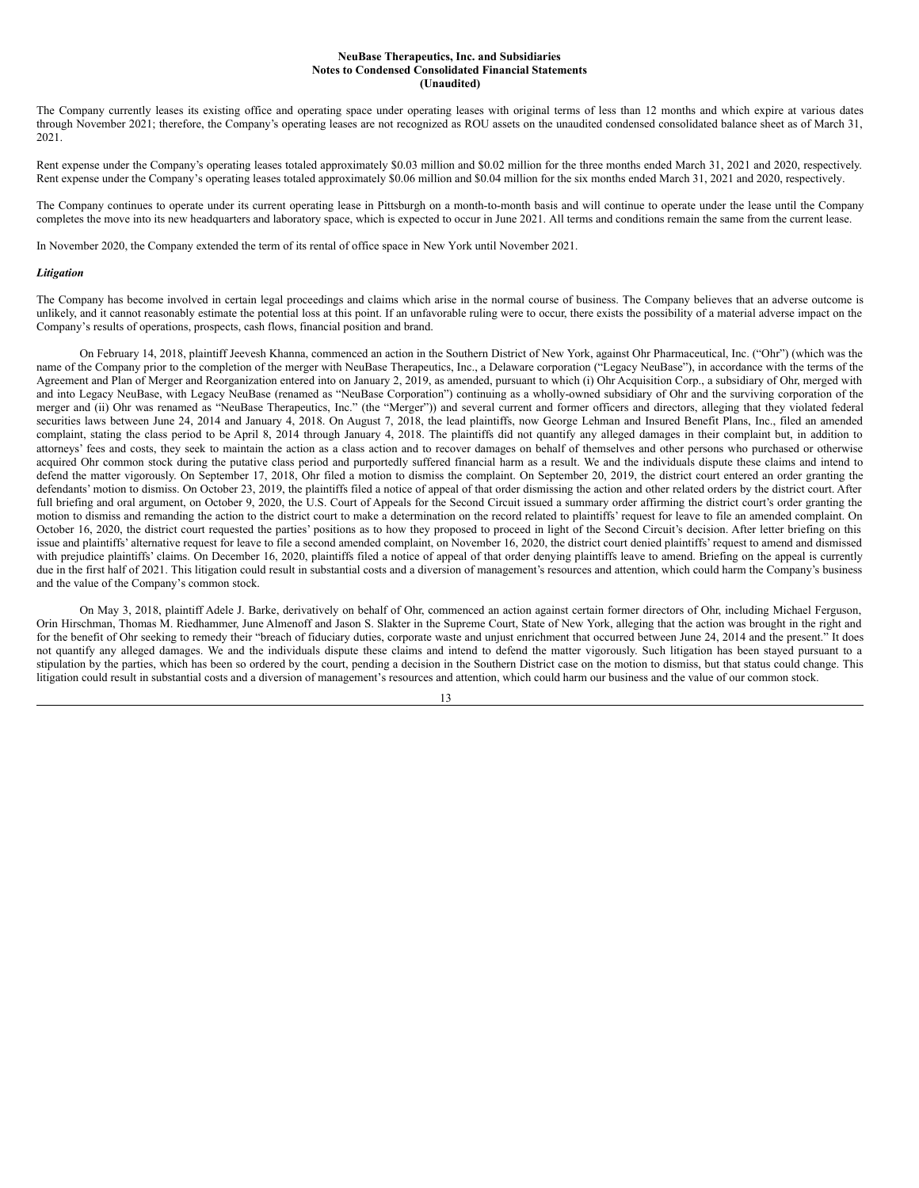The Company currently leases its existing office and operating space under operating leases with original terms of less than 12 months and which expire at various dates through November 2021; therefore, the Company's operating leases are not recognized as ROU assets on the unaudited condensed consolidated balance sheet as of March 31, 2021.

Rent expense under the Company's operating leases totaled approximately $0.03 million and $0.02 million for the three months ended March 31, 2021 and 2020, respectively. Rent expense under the Company's operating leases totaled approximately $0.06 million and $0.04 million for the six months ended March 31, 2021 and 2020, respectively.

The Company continues to operate under its current operating lease in Pittsburgh on a month-to-month basis and will continue to operate under the lease until the Company completes the move into its new headquarters and laboratory space, which is expected to occur in June 2021. All terms and conditions remain the same from the current lease.

In November 2020, the Company extended the term of its rental of office space in New York until November 2021.

***Litigation***

The Company has become involved in certain legal proceedings and claims which arise in the normal course of business. The Company believes that an adverse outcome is unlikely, and it cannot reasonably estimate the potential loss at this point. If an unfavorable ruling were to occur, there exists the possibility of a material adverse impact on the Company's results of operations, prospects, cash flows, financial position and brand.

On February 14, 2018, plaintiff Jeevesh Khanna, commenced an action in the Southern District of New York, against Ohr Pharmaceutical, Inc. ("Ohr") (which was the name of the Company prior to the completion of the merger with NeuBase Therapeutics, Inc., a Delaware corporation ("Legacy NeuBase"), in accordance with the terms of the Agreement and Plan of Merger and Reorganization entered into on January 2, 2019, as amended, pursuant to which (i) Ohr Acquisition Corp., a subsidiary of Ohr, merged with and into Legacy NeuBase, with Legacy NeuBase (renamed as "NeuBase Corporation") continuing as a wholly-owned subsidiary of Ohr and the surviving corporation of the merger and (ii) Ohr was renamed as "NeuBase Therapeutics, Inc." (the "Merger")) and several current and former officers and directors, alleging that they violated federal securities laws between June 24, 2014 and January 4, 2018. On August 7, 2018, the lead plaintiffs, now George Lehman and Insured Benefit Plans, Inc., filed an amended complaint, stating the class period to be April 8, 2014 through January 4, 2018. The plaintiffs did not quantify any alleged damages in their complaint but, in addition to attorneys' fees and costs, they seek to maintain the action as a class action and to recover damages on behalf of themselves and other persons who purchased or otherwise acquired Ohr common stock during the putative class period and purportedly suffered financial harm as a result. We and the individuals dispute these claims and intend to defend the matter vigorously. On September 17, 2018, Ohr filed a motion to dismiss the complaint. On September 20, 2019, the district court entered an order granting the defendants' motion to dismiss. On October 23, 2019, the plaintiffs filed a notice of appeal of that order dismissing the action and other related orders by the district court. After full briefing and oral argument, on October 9, 2020, the U.S. Court of Appeals for the Second Circuit issued a summary order affirming the district court's order granting the motion to dismiss and remanding the action to the district court to make a determination on the record related to plaintiffs' request for leave to file an amended complaint. On October 16, 2020, the district court requested the parties' positions as to how they proposed to proceed in light of the Second Circuit's decision. After letter briefing on this issue and plaintiffs' alternative request for leave to file a second amended complaint, on November 16, 2020, the district court denied plaintiffs' request to amend and dismissed with prejudice plaintiffs' claims. On December 16, 2020, plaintiffs filed a notice of appeal of that order denying plaintiffs leave to amend. Briefing on the appeal is currently due in the first half of 2021. This litigation could result in substantial costs and a diversion of management's resources and attention, which could harm the Company's business and the value of the Company's common stock.

On May 3, 2018, plaintiff Adele J. Barke, derivatively on behalf of Ohr, commenced an action against certain former directors of Ohr, including Michael Ferguson, Orin Hirschman, Thomas M. Riedhammer, June Almenoff and Jason S. Slakter in the Supreme Court, State of New York, alleging that the action was brought in the right and for the benefit of Ohr seeking to remedy their "breach of fiduciary duties, corporate waste and unjust enrichment that occurred between June 24, 2014 and the present." It does not quantify any alleged damages. We and the individuals dispute these claims and intend to defend the matter vigorously. Such litigation has been stayed pursuant to a stipulation by the parties, which has been so ordered by the court, pending a decision in the Southern District case on the motion to dismiss, but that status could change. This litigation could result in substantial costs and a diversion of management's resources and attention, which could harm our business and the value of our common stock.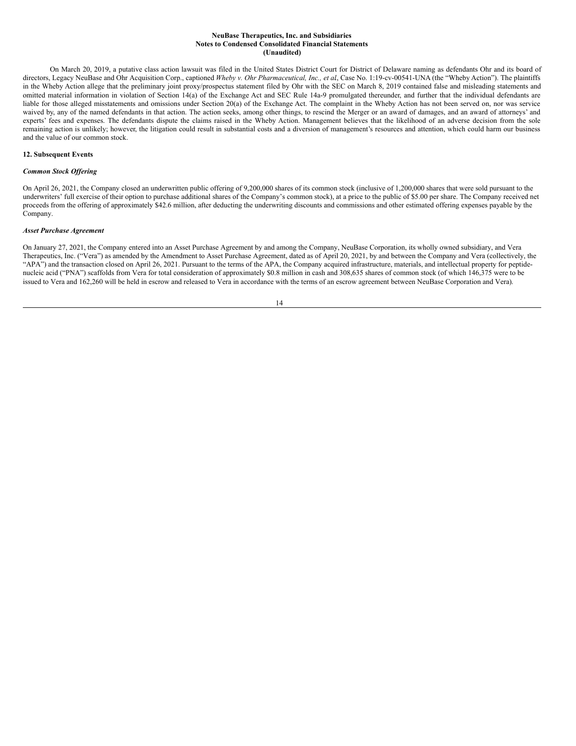On March 20, 2019, a putative class action lawsuit was filed in the United States District Court for District of Delaware naming as defendants Ohr and its board of directors, Legacy NeuBase and Ohr Acquisition Corp., captioned *Wheby v. Ohr Pharmaceutical, Inc., et al*, Case No. 1:19-cv-00541-UNA (the "Wheby Action"). The plaintiffs in the Wheby Action allege that the preliminary joint proxy/prospectus statement filed by Ohr with the SEC on March 8, 2019 contained false and misleading statements and omitted material information in violation of Section 14(a) of the Exchange Act and SEC Rule 14a-9 promulgated thereunder, and further that the individual defendants are liable for those alleged misstatements and omissions under Section 20(a) of the Exchange Act. The complaint in the Wheby Action has not been served on, nor was service waived by, any of the named defendants in that action. The action seeks, among other things, to rescind the Merger or an award of damages, and an award of attorneys' and experts' fees and expenses. The defendants dispute the claims raised in the Wheby Action. Management believes that the likelihood of an adverse decision from the sole remaining action is unlikely; however, the litigation could result in substantial costs and a diversion of management's resources and attention, which could harm our business and the value of our common stock.

**12. Subsequent Events**

***Common Stock Offering***

On April 26, 2021, the Company closed an underwritten public offering of 9,200,000 shares of its common stock (inclusive of 1,200,000 shares that were sold pursuant to the underwriters' full exercise of their option to purchase additional shares of the Company's common stock), at a price to the public of $5.00 per share. The Company received net proceeds from the offering of approximately $42.6 million, after deducting the underwriting discounts and commissions and other estimated offering expenses payable by the Company.

***Asset Purchase Agreement***

On January 27, 2021, the Company entered into an Asset Purchase Agreement by and among the Company, NeuBase Corporation, its wholly owned subsidiary, and Vera Therapeutics, Inc. ("Vera") as amended by the Amendment to Asset Purchase Agreement, dated as of April 20, 2021, by and between the Company and Vera (collectively, the "APA") and the transaction closed on April 26, 2021. Pursuant to the terms of the APA, the Company acquired infrastructure, materials, and intellectual property for peptide-nucleic acid ("PNA") scaffolds from Vera for total consideration of approximately $0.8 million in cash and 308,635 shares of common stock (of which 146,375 were to be issued to Vera and 162,260 will be held in escrow and released to Vera in accordance with the terms of an escrow agreement between NeuBase Corporation and Vera).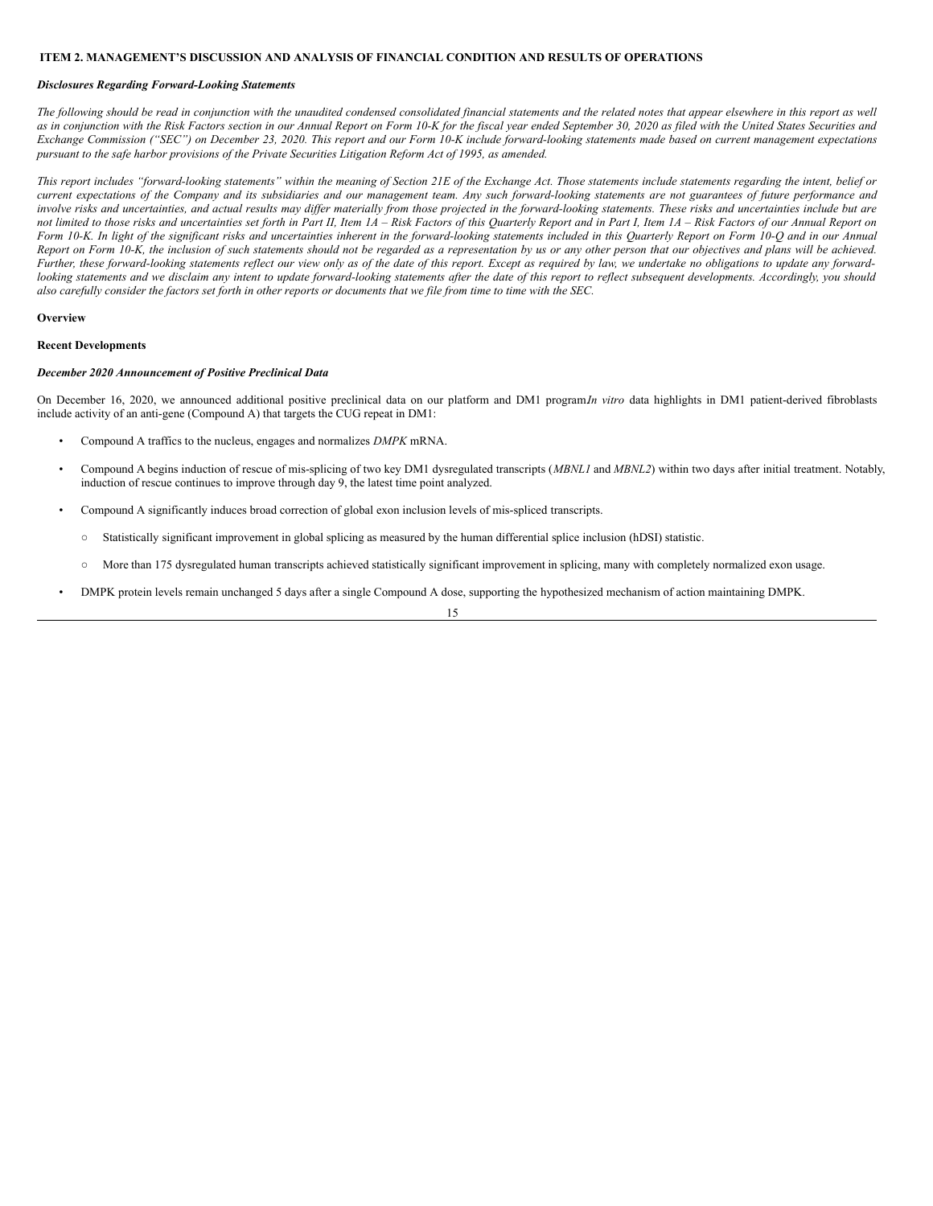## ITEM 2. MANAGEMENT'S DISCUSSION AND ANALYSIS OF FINANCIAL CONDITION AND RESULTS OF OPERATIONS

***Disclosures Regarding Forward-Looking Statements***

*The following should be read in conjunction with the unaudited condensed consolidated financial statements and the related notes that appear elsewhere in this report as well as in conjunction with the Risk Factors section in our Annual Report on Form 10-K for the fiscal year ended September 30, 2020 as filed with the United States Securities and Exchange Commission ("SEC") on December 23, 2020. This report and our Form 10-K include forward-looking statements made based on current management expectations pursuant to the safe harbor provisions of the Private Securities Litigation Reform Act of 1995, as amended.*

*This report includes "forward-looking statements" within the meaning of Section 21E of the Exchange Act. Those statements include statements regarding the intent, belief or current expectations of the Company and its subsidiaries and our management team. Any such forward-looking statements are not guarantees of future performance and involve risks and uncertainties, and actual results may differ materially from those projected in the forward-looking statements. These risks and uncertainties include but are not limited to those risks and uncertainties set forth in Part II, Item 1A – Risk Factors of this Quarterly Report and in Part I, Item 1A – Risk Factors of our Annual Report on Form 10-K. In light of the significant risks and uncertainties inherent in the forward-looking statements included in this Quarterly Report on Form 10-Q and in our Annual Report on Form 10-K, the inclusion of such statements should not be regarded as a representation by us or any other person that our objectives and plans will be achieved. Further, these forward-looking statements reflect our view only as of the date of this report. Except as required by law, we undertake no obligations to update any forward-looking statements and we disclaim any intent to update forward-looking statements after the date of this report to reflect subsequent developments. Accordingly, you should also carefully consider the factors set forth in other reports or documents that we file from time to time with the SEC.*

**Overview**

**Recent Developments**

***December 2020 Announcement of Positive Preclinical Data***

On December 16, 2020, we announced additional positive preclinical data on our platform and DM1 program*In vitro* data highlights in DM1 patient-derived fibroblasts include activity of an anti-gene (Compound A) that targets the CUG repeat in DM1:

- Compound A traffics to the nucleus, engages and normalizes *DMPK* mRNA.
- Compound A begins induction of rescue of mis-splicing of two key DM1 dysregulated transcripts (*MBNL1* and *MBNL2*) within two days after initial treatment. Notably, induction of rescue continues to improve through day 9, the latest time point analyzed.
- Compound A significantly induces broad correction of global exon inclusion levels of mis-spliced transcripts.
  - Statistically significant improvement in global splicing as measured by the human differential splice inclusion (hDSI) statistic.
  - More than 175 dysregulated human transcripts achieved statistically significant improvement in splicing, many with completely normalized exon usage.
- DMPK protein levels remain unchanged 5 days after a single Compound A dose, supporting the hypothesized mechanism of action maintaining DMPK.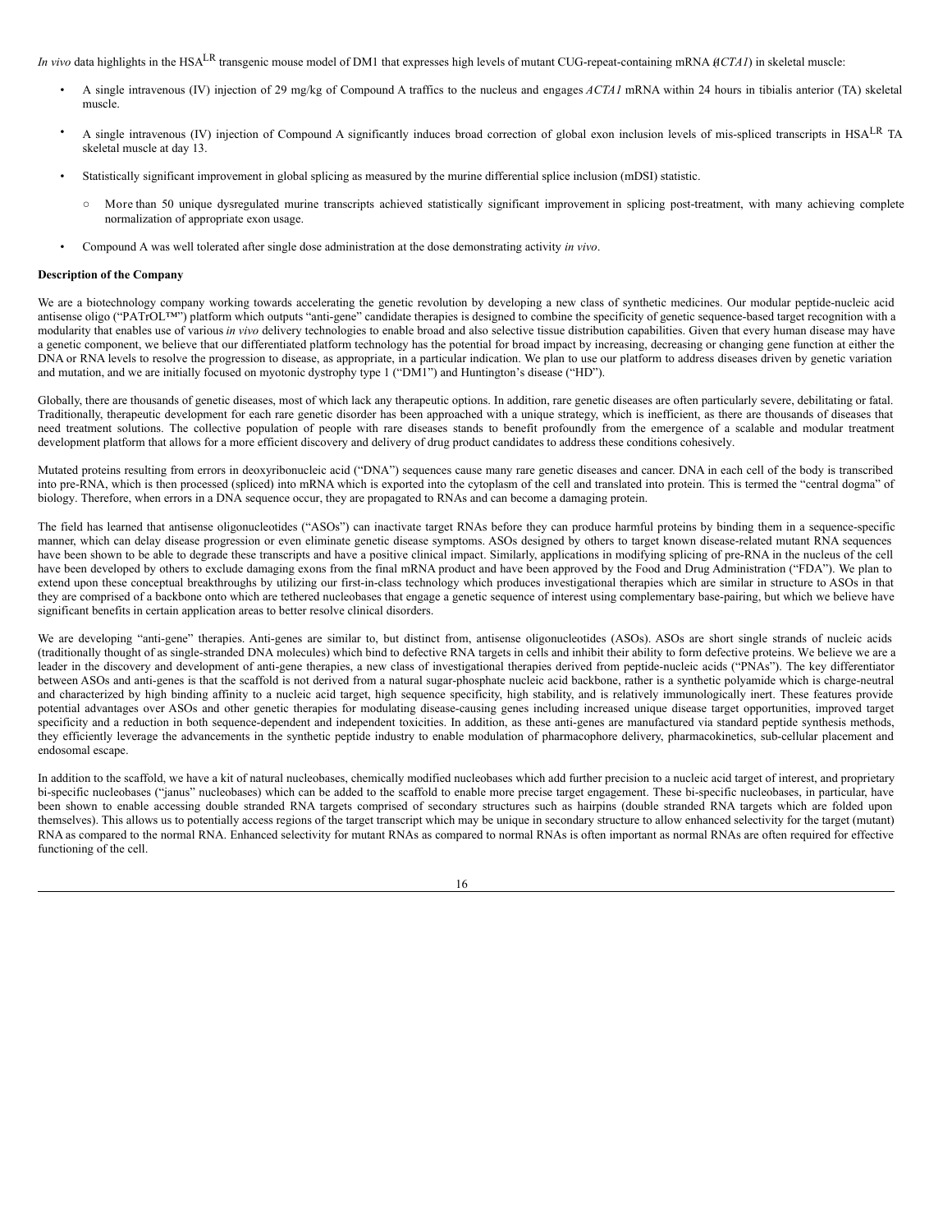*In vivo* data highlights in the HSA$^{LR}$ transgenic mouse model of DM1 that expresses high levels of mutant CUG-repeat-containing mRNA (*ACTA1*) in skeletal muscle:

- A single intravenous (IV) injection of 29 mg/kg of Compound A traffics to the nucleus and engages *ACTA1* mRNA within 24 hours in tibialis anterior (TA) skeletal muscle.
- A single intravenous (IV) injection of Compound A significantly induces broad correction of global exon inclusion levels of mis-spliced transcripts in HSA$^{LR}$ TA skeletal muscle at day 13.
- Statistically significant improvement in global splicing as measured by the murine differential splice inclusion (mDSI) statistic.
  - More than 50 unique dysregulated murine transcripts achieved statistically significant improvement in splicing post-treatment, with many achieving complete normalization of appropriate exon usage.
- Compound A was well tolerated after single dose administration at the dose demonstrating activity *in vivo*.

**Description of the Company**

We are a biotechnology company working towards accelerating the genetic revolution by developing a new class of synthetic medicines. Our modular peptide-nucleic acid antisense oligo ("PATrOL™") platform which outputs "anti-gene" candidate therapies is designed to combine the specificity of genetic sequence-based target recognition with a modularity that enables use of various *in vivo* delivery technologies to enable broad and also selective tissue distribution capabilities. Given that every human disease may have a genetic component, we believe that our differentiated platform technology has the potential for broad impact by increasing, decreasing or changing gene function at either the DNA or RNA levels to resolve the progression to disease, as appropriate, in a particular indication. We plan to use our platform to address diseases driven by genetic variation and mutation, and we are initially focused on myotonic dystrophy type 1 ("DM1") and Huntington's disease ("HD").

Globally, there are thousands of genetic diseases, most of which lack any therapeutic options. In addition, rare genetic diseases are often particularly severe, debilitating or fatal. Traditionally, therapeutic development for each rare genetic disorder has been approached with a unique strategy, which is inefficient, as there are thousands of diseases that need treatment solutions. The collective population of people with rare diseases stands to benefit profoundly from the emergence of a scalable and modular treatment development platform that allows for a more efficient discovery and delivery of drug product candidates to address these conditions cohesively.

Mutated proteins resulting from errors in deoxyribonucleic acid ("DNA") sequences cause many rare genetic diseases and cancer. DNA in each cell of the body is transcribed into pre-RNA, which is then processed (spliced) into mRNA which is exported into the cytoplasm of the cell and translated into protein. This is termed the "central dogma" of biology. Therefore, when errors in a DNA sequence occur, they are propagated to RNAs and can become a damaging protein.

The field has learned that antisense oligonucleotides ("ASOs") can inactivate target RNAs before they can produce harmful proteins by binding them in a sequence-specific manner, which can delay disease progression or even eliminate genetic disease symptoms. ASOs designed by others to target known disease-related mutant RNA sequences have been shown to be able to degrade these transcripts and have a positive clinical impact. Similarly, applications in modifying splicing of pre-RNA in the nucleus of the cell have been developed by others to exclude damaging exons from the final mRNA product and have been approved by the Food and Drug Administration ("FDA"). We plan to extend upon these conceptual breakthroughs by utilizing our first-in-class technology which produces investigational therapies which are similar in structure to ASOs in that they are comprised of a backbone onto which are tethered nucleobases that engage a genetic sequence of interest using complementary base-pairing, but which we believe have significant benefits in certain application areas to better resolve clinical disorders.

We are developing "anti-gene" therapies. Anti-genes are similar to, but distinct from, antisense oligonucleotides (ASOs). ASOs are short single strands of nucleic acids (traditionally thought of as single-stranded DNA molecules) which bind to defective RNA targets in cells and inhibit their ability to form defective proteins. We believe we are a leader in the discovery and development of anti-gene therapies, a new class of investigational therapies derived from peptide-nucleic acids ("PNAs"). The key differentiator between ASOs and anti-genes is that the scaffold is not derived from a natural sugar-phosphate nucleic acid backbone, rather is a synthetic polyamide which is charge-neutral and characterized by high binding affinity to a nucleic acid target, high sequence specificity, high stability, and is relatively immunologically inert. These features provide potential advantages over ASOs and other genetic therapies for modulating disease-causing genes including increased unique disease target opportunities, improved target specificity and a reduction in both sequence-dependent and independent toxicities. In addition, as these anti-genes are manufactured via standard peptide synthesis methods, they efficiently leverage the advancements in the synthetic peptide industry to enable modulation of pharmacophore delivery, pharmacokinetics, sub-cellular placement and endosomal escape.

In addition to the scaffold, we have a kit of natural nucleobases, chemically modified nucleobases which add further precision to a nucleic acid target of interest, and proprietary bi-specific nucleobases ("janus" nucleobases) which can be added to the scaffold to enable more precise target engagement. These bi-specific nucleobases, in particular, have been shown to enable accessing double stranded RNA targets comprised of secondary structures such as hairpins (double stranded RNA targets which are folded upon themselves). This allows us to potentially access regions of the target transcript which may be unique in secondary structure to allow enhanced selectivity for the target (mutant) RNA as compared to the normal RNA. Enhanced selectivity for mutant RNAs as compared to normal RNAs is often important as normal RNAs are often required for effective functioning of the cell.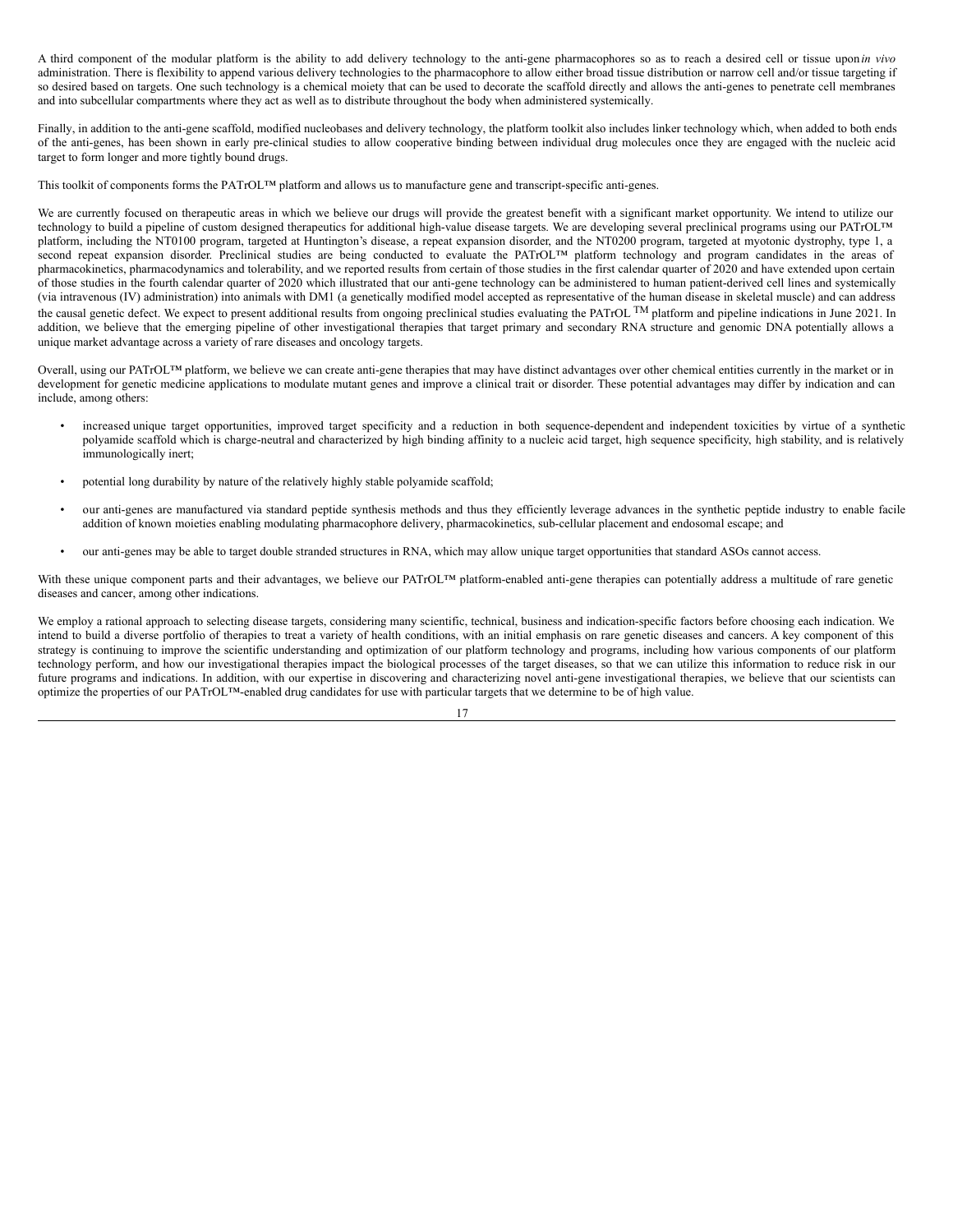A third component of the modular platform is the ability to add delivery technology to the anti-gene pharmacophores so as to reach a desired cell or tissue upon *in vivo* administration. There is flexibility to append various delivery technologies to the pharmacophore to allow either broad tissue distribution or narrow cell and/or tissue targeting if so desired based on targets. One such technology is a chemical moiety that can be used to decorate the scaffold directly and allows the anti-genes to penetrate cell membranes and into subcellular compartments where they act as well as to distribute throughout the body when administered systemically.

Finally, in addition to the anti-gene scaffold, modified nucleobases and delivery technology, the platform toolkit also includes linker technology which, when added to both ends of the anti-genes, has been shown in early pre-clinical studies to allow cooperative binding between individual drug molecules once they are engaged with the nucleic acid target to form longer and more tightly bound drugs.

This toolkit of components forms the PATrOL™ platform and allows us to manufacture gene and transcript-specific anti-genes.

We are currently focused on therapeutic areas in which we believe our drugs will provide the greatest benefit with a significant market opportunity. We intend to utilize our technology to build a pipeline of custom designed therapeutics for additional high-value disease targets. We are developing several preclinical programs using our PATrOL™ platform, including the NT0100 program, targeted at Huntington's disease, a repeat expansion disorder, and the NT0200 program, targeted at myotonic dystrophy, type 1, a second repeat expansion disorder. Preclinical studies are being conducted to evaluate the PATrOL™ platform technology and program candidates in the areas of pharmacokinetics, pharmacodynamics and tolerability, and we reported results from certain of those studies in the first calendar quarter of 2020 and have extended upon certain of those studies in the fourth calendar quarter of 2020 which illustrated that our anti-gene technology can be administered to human patient-derived cell lines and systemically (via intravenous (IV) administration) into animals with DM1 (a genetically modified model accepted as representative of the human disease in skeletal muscle) and can address the causal genetic defect. We expect to present additional results from ongoing preclinical studies evaluating the PATrOL ™ platform and pipeline indications in June 2021. In addition, we believe that the emerging pipeline of other investigational therapies that target primary and secondary RNA structure and genomic DNA potentially allows a unique market advantage across a variety of rare diseases and oncology targets.

Overall, using our PATrOL™ platform, we believe we can create anti-gene therapies that may have distinct advantages over other chemical entities currently in the market or in development for genetic medicine applications to modulate mutant genes and improve a clinical trait or disorder. These potential advantages may differ by indication and can include, among others:

- increased unique target opportunities, improved target specificity and a reduction in both sequence-dependent and independent toxicities by virtue of a synthetic polyamide scaffold which is charge-neutral and characterized by high binding affinity to a nucleic acid target, high sequence specificity, high stability, and is relatively immunologically inert;
- potential long durability by nature of the relatively highly stable polyamide scaffold;
- our anti-genes are manufactured via standard peptide synthesis methods and thus they efficiently leverage advances in the synthetic peptide industry to enable facile addition of known moieties enabling modulating pharmacophore delivery, pharmacokinetics, sub-cellular placement and endosomal escape; and
- our anti-genes may be able to target double stranded structures in RNA, which may allow unique target opportunities that standard ASOs cannot access.

With these unique component parts and their advantages, we believe our PATrOL™ platform-enabled anti-gene therapies can potentially address a multitude of rare genetic diseases and cancer, among other indications.

We employ a rational approach to selecting disease targets, considering many scientific, technical, business and indication-specific factors before choosing each indication. We intend to build a diverse portfolio of therapies to treat a variety of health conditions, with an initial emphasis on rare genetic diseases and cancers. A key component of this strategy is continuing to improve the scientific understanding and optimization of our platform technology and programs, including how various components of our platform technology perform, and how our investigational therapies impact the biological processes of the target diseases, so that we can utilize this information to reduce risk in our future programs and indications. In addition, with our expertise in discovering and characterizing novel anti-gene investigational therapies, we believe that our scientists can optimize the properties of our PATrOL™-enabled drug candidates for use with particular targets that we determine to be of high value.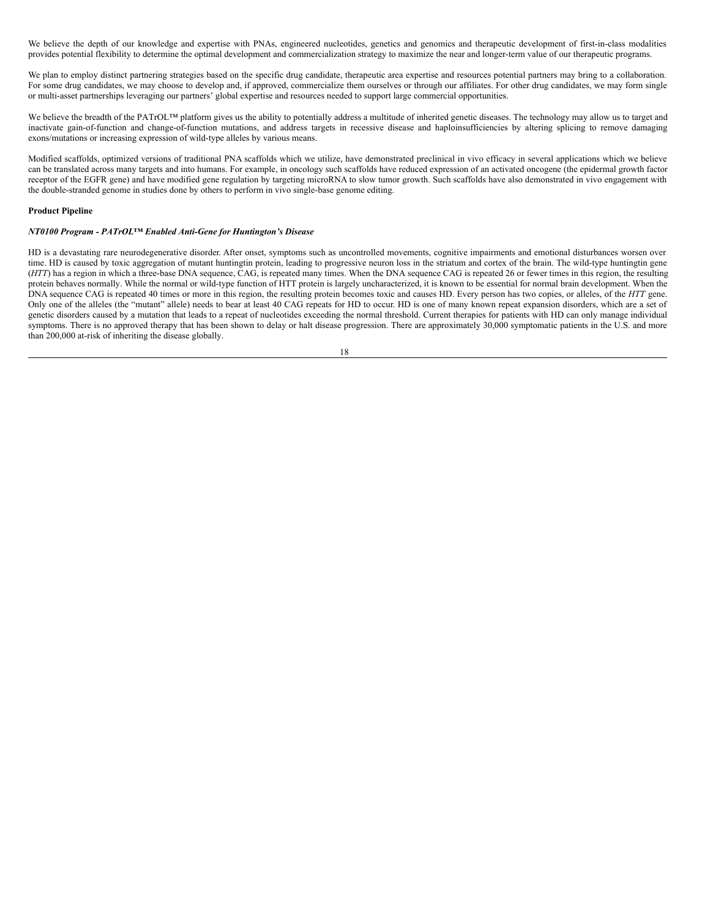We believe the depth of our knowledge and expertise with PNAs, engineered nucleotides, genetics and genomics and therapeutic development of first-in-class modalities provides potential flexibility to determine the optimal development and commercialization strategy to maximize the near and longer-term value of our therapeutic programs.

We plan to employ distinct partnering strategies based on the specific drug candidate, therapeutic area expertise and resources potential partners may bring to a collaboration. For some drug candidates, we may choose to develop and, if approved, commercialize them ourselves or through our affiliates. For other drug candidates, we may form single or multi-asset partnerships leveraging our partners' global expertise and resources needed to support large commercial opportunities.

We believe the breadth of the PATrOL™ platform gives us the ability to potentially address a multitude of inherited genetic diseases. The technology may allow us to target and inactivate gain-of-function and change-of-function mutations, and address targets in recessive disease and haploinsufficiencies by altering splicing to remove damaging exons/mutations or increasing expression of wild-type alleles by various means.

Modified scaffolds, optimized versions of traditional PNA scaffolds which we utilize, have demonstrated preclinical in vivo efficacy in several applications which we believe can be translated across many targets and into humans. For example, in oncology such scaffolds have reduced expression of an activated oncogene (the epidermal growth factor receptor of the EGFR gene) and have modified gene regulation by targeting microRNA to slow tumor growth. Such scaffolds have also demonstrated in vivo engagement with the double-stranded genome in studies done by others to perform in vivo single-base genome editing.

**Product Pipeline**

***NT0100 Program - PATrOL™ Enabled Anti-Gene for Huntington's Disease***

HD is a devastating rare neurodegenerative disorder. After onset, symptoms such as uncontrolled movements, cognitive impairments and emotional disturbances worsen over time. HD is caused by toxic aggregation of mutant huntingtin protein, leading to progressive neuron loss in the striatum and cortex of the brain. The wild-type huntingtin gene (*HTT*) has a region in which a three-base DNA sequence, CAG, is repeated many times. When the DNA sequence CAG is repeated 26 or fewer times in this region, the resulting protein behaves normally. While the normal or wild-type function of HTT protein is largely uncharacterized, it is known to be essential for normal brain development. When the DNA sequence CAG is repeated 40 times or more in this region, the resulting protein becomes toxic and causes HD. Every person has two copies, or alleles, of the *HTT* gene. Only one of the alleles (the "mutant" allele) needs to bear at least 40 CAG repeats for HD to occur. HD is one of many known repeat expansion disorders, which are a set of genetic disorders caused by a mutation that leads to a repeat of nucleotides exceeding the normal threshold. Current therapies for patients with HD can only manage individual symptoms. There is no approved therapy that has been shown to delay or halt disease progression. There are approximately 30,000 symptomatic patients in the U.S. and more than 200,000 at-risk of inheriting the disease globally.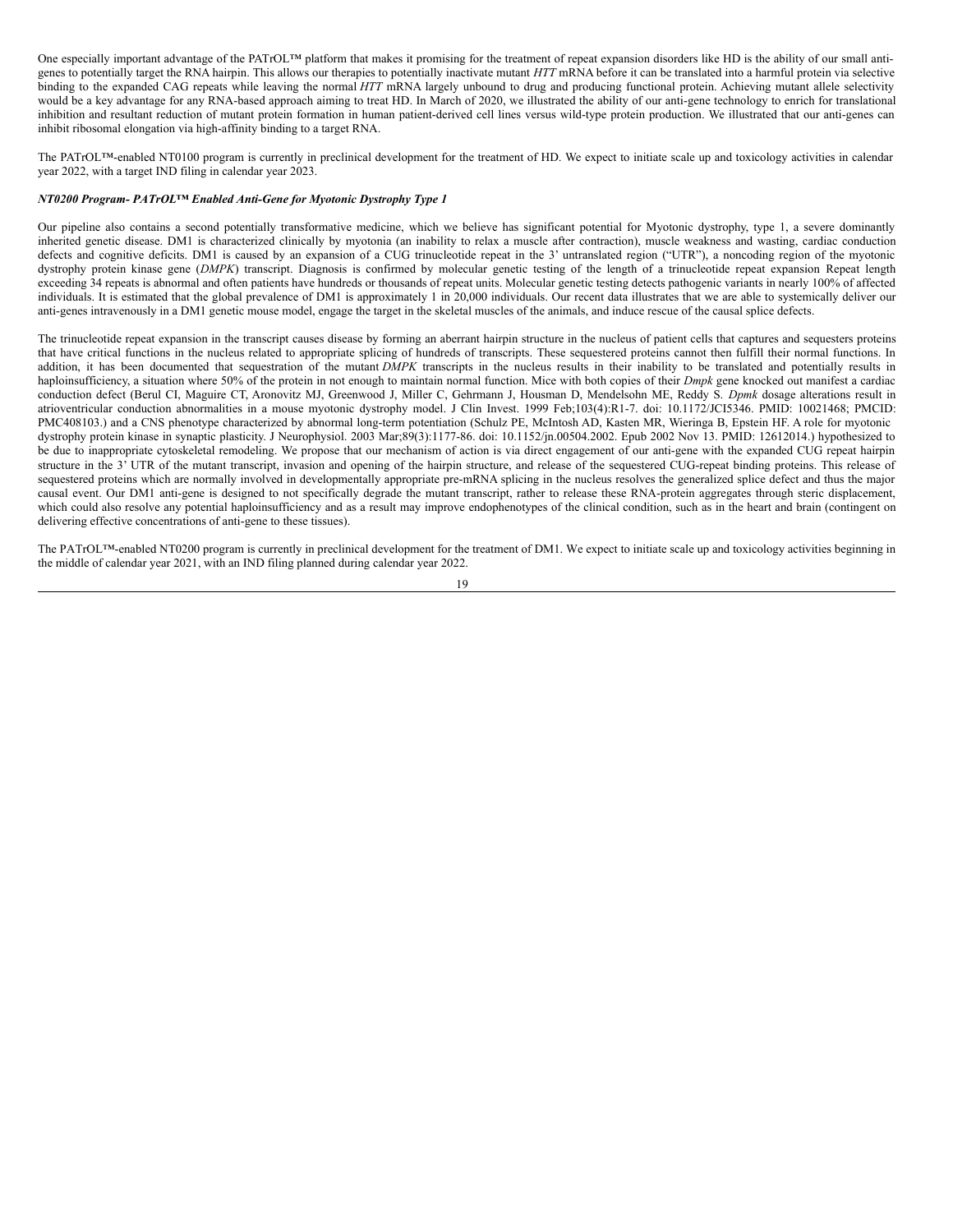One especially important advantage of the PATrOL™ platform that makes it promising for the treatment of repeat expansion disorders like HD is the ability of our small anti-genes to potentially target the RNA hairpin. This allows our therapies to potentially inactivate mutant *HTT* mRNA before it can be translated into a harmful protein via selective binding to the expanded CAG repeats while leaving the normal *HTT* mRNA largely unbound to drug and producing functional protein. Achieving mutant allele selectivity would be a key advantage for any RNA-based approach aiming to treat HD. In March of 2020, we illustrated the ability of our anti-gene technology to enrich for translational inhibition and resultant reduction of mutant protein formation in human patient-derived cell lines versus wild-type protein production. We illustrated that our anti-genes can inhibit ribosomal elongation via high-affinity binding to a target RNA.

The PATrOL™-enabled NT0100 program is currently in preclinical development for the treatment of HD. We expect to initiate scale up and toxicology activities in calendar year 2022, with a target IND filing in calendar year 2023.

***NT0200 Program- PATrOL™ Enabled Anti-Gene for Myotonic Dystrophy Type 1***

Our pipeline also contains a second potentially transformative medicine, which we believe has significant potential for Myotonic dystrophy, type 1, a severe dominantly inherited genetic disease. DM1 is characterized clinically by myotonia (an inability to relax a muscle after contraction), muscle weakness and wasting, cardiac conduction defects and cognitive deficits. DM1 is caused by an expansion of a CUG trinucleotide repeat in the 3' untranslated region ("UTR"), a noncoding region of the myotonic dystrophy protein kinase gene (*DMPK*) transcript. Diagnosis is confirmed by molecular genetic testing of the length of a trinucleotide repeat expansion Repeat length exceeding 34 repeats is abnormal and often patients have hundreds or thousands of repeat units. Molecular genetic testing detects pathogenic variants in nearly 100% of affected individuals. It is estimated that the global prevalence of DM1 is approximately 1 in 20,000 individuals. Our recent data illustrates that we are able to systemically deliver our anti-genes intravenously in a DM1 genetic mouse model, engage the target in the skeletal muscles of the animals, and induce rescue of the causal splice defects.

The trinucleotide repeat expansion in the transcript causes disease by forming an aberrant hairpin structure in the nucleus of patient cells that captures and sequesters proteins that have critical functions in the nucleus related to appropriate splicing of hundreds of transcripts. These sequestered proteins cannot then fulfill their normal functions. In addition, it has been documented that sequestration of the mutant *DMPK* transcripts in the nucleus results in their inability to be translated and potentially results in haploinsufficiency, a situation where 50% of the protein in not enough to maintain normal function. Mice with both copies of their *Dmpk* gene knocked out manifest a cardiac conduction defect (Berul CI, Maguire CT, Aronovitz MJ, Greenwood J, Miller C, Gehrmann J, Housman D, Mendelsohn ME, Reddy S. *Dpmk* dosage alterations result in atrioventricular conduction abnormalities in a mouse myotonic dystrophy model. J Clin Invest. 1999 Feb;103(4):R1-7. doi: 10.1172/JCI5346. PMID: 10021468; PMCID: PMC408103.) and a CNS phenotype characterized by abnormal long-term potentiation (Schulz PE, McIntosh AD, Kasten MR, Wieringa B, Epstein HF. A role for myotonic dystrophy protein kinase in synaptic plasticity. J Neurophysiol. 2003 Mar;89(3):1177-86. doi: 10.1152/jn.00504.2002. Epub 2002 Nov 13. PMID: 12612014.) hypothesized to be due to inappropriate cytoskeletal remodeling. We propose that our mechanism of action is via direct engagement of our anti-gene with the expanded CUG repeat hairpin structure in the 3' UTR of the mutant transcript, invasion and opening of the hairpin structure, and release of the sequestered CUG-repeat binding proteins. This release of sequestered proteins which are normally involved in developmentally appropriate pre-mRNA splicing in the nucleus resolves the generalized splice defect and thus the major causal event. Our DM1 anti-gene is designed to not specifically degrade the mutant transcript, rather to release these RNA-protein aggregates through steric displacement, which could also resolve any potential haploinsufficiency and as a result may improve endophenotypes of the clinical condition, such as in the heart and brain (contingent on delivering effective concentrations of anti-gene to these tissues).

The PATrOL™-enabled NT0200 program is currently in preclinical development for the treatment of DM1. We expect to initiate scale up and toxicology activities beginning in the middle of calendar year 2021, with an IND filing planned during calendar year 2022.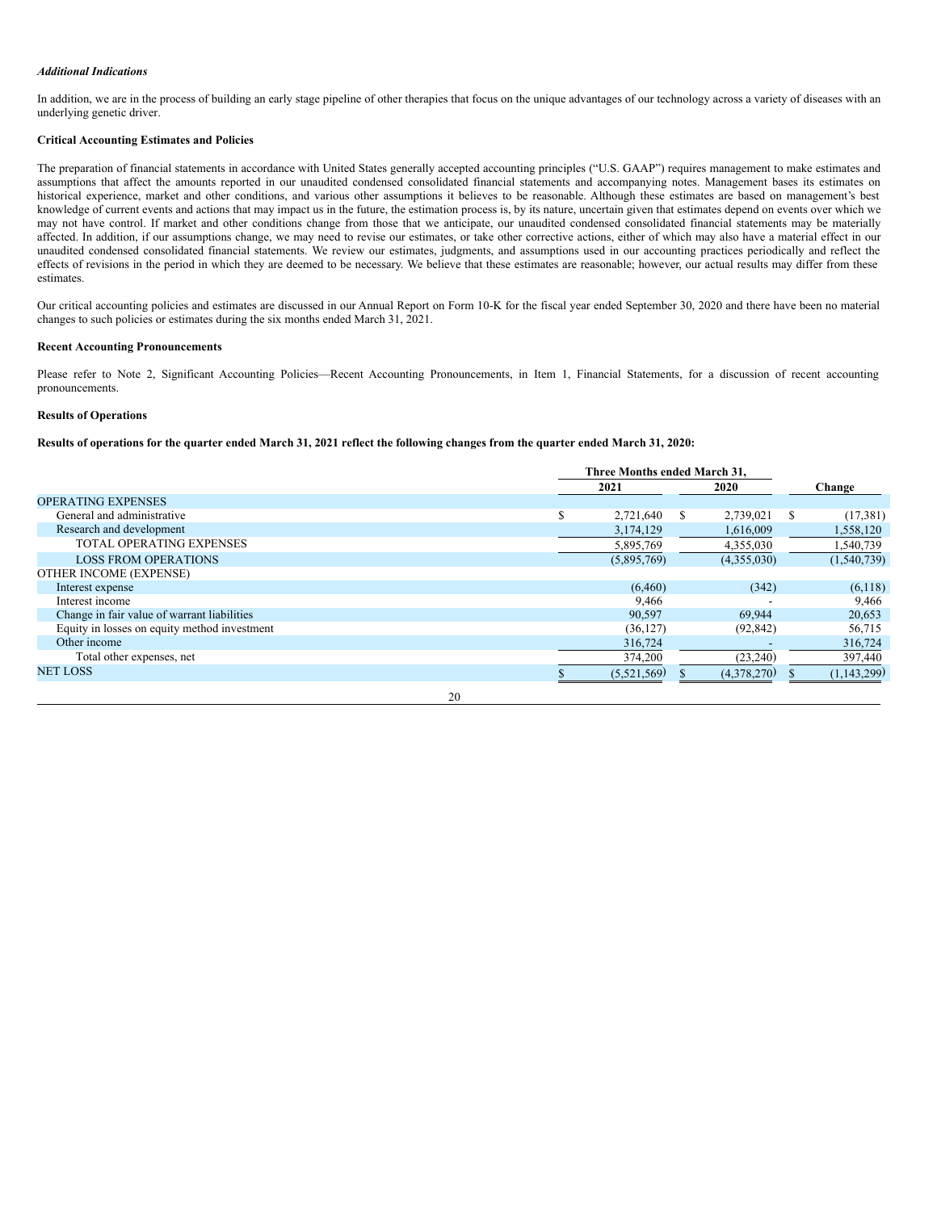*Additional Indications*

In addition, we are in the process of building an early stage pipeline of other therapies that focus on the unique advantages of our technology across a variety of diseases with an underlying genetic driver.

**Critical Accounting Estimates and Policies**

The preparation of financial statements in accordance with United States generally accepted accounting principles ("U.S. GAAP") requires management to make estimates and assumptions that affect the amounts reported in our unaudited condensed consolidated financial statements and accompanying notes. Management bases its estimates on historical experience, market and other conditions, and various other assumptions it believes to be reasonable. Although these estimates are based on management's best knowledge of current events and actions that may impact us in the future, the estimation process is, by its nature, uncertain given that estimates depend on events over which we may not have control. If market and other conditions change from those that we anticipate, our unaudited condensed consolidated financial statements may be materially affected. In addition, if our assumptions change, we may need to revise our estimates, or take other corrective actions, either of which may also have a material effect in our unaudited condensed consolidated financial statements. We review our estimates, judgments, and assumptions used in our accounting practices periodically and reflect the effects of revisions in the period in which they are deemed to be necessary. We believe that these estimates are reasonable; however, our actual results may differ from these estimates.

Our critical accounting policies and estimates are discussed in our Annual Report on Form 10-K for the fiscal year ended September 30, 2020 and there have been no material changes to such policies or estimates during the six months ended March 31, 2021.

**Recent Accounting Pronouncements**

Please refer to Note 2, Significant Accounting Policies—Recent Accounting Pronouncements, in Item 1, Financial Statements, for a discussion of recent accounting pronouncements.

**Results of Operations**

**Results of operations for the quarter ended March 31, 2021 reflect the following changes from the quarter ended March 31, 2020:**

| | Three Months ended March 31, | | |
|---|---|---|---|
| | 2021 | 2020 | Change |
| OPERATING EXPENSES | | | |
| General and administrative | $ 2,721,640 | $ 2,739,021 | $ (17,381) |
| Research and development | 3,174,129 | 1,616,009 | 1,558,120 |
| TOTAL OPERATING EXPENSES | 5,895,769 | 4,355,030 | 1,540,739 |
| LOSS FROM OPERATIONS | (5,895,769) | (4,355,030) | (1,540,739) |
| OTHER INCOME (EXPENSE) | | | |
| Interest expense | (6,460) | (342) | (6,118) |
| Interest income | 9,466 | - | 9,466 |
| Change in fair value of warrant liabilities | 90,597 | 69,944 | 20,653 |
| Equity in losses on equity method investment | (36,127) | (92,842) | 56,715 |
| Other income | 316,724 | - | 316,724 |
| Total other expenses, net | 374,200 | (23,240) | 397,440 |
| NET LOSS | $ (5,521,569) | $ (4,378,270) | $ (1,143,299) |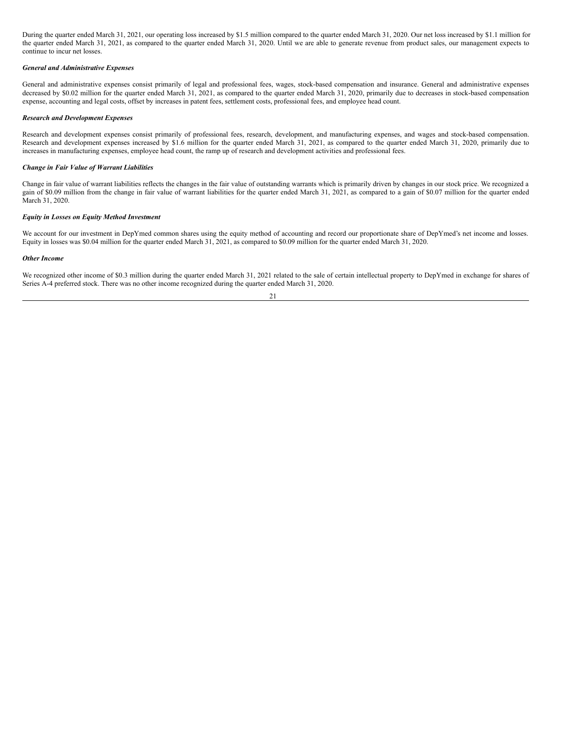During the quarter ended March 31, 2021, our operating loss increased by $1.5 million compared to the quarter ended March 31, 2020. Our net loss increased by $1.1 million for the quarter ended March 31, 2021, as compared to the quarter ended March 31, 2020. Until we are able to generate revenue from product sales, our management expects to continue to incur net losses.

***General and Administrative Expenses***

General and administrative expenses consist primarily of legal and professional fees, wages, stock-based compensation and insurance. General and administrative expenses decreased by $0.02 million for the quarter ended March 31, 2021, as compared to the quarter ended March 31, 2020, primarily due to decreases in stock-based compensation expense, accounting and legal costs, offset by increases in patent fees, settlement costs, professional fees, and employee head count.

***Research and Development Expenses***

Research and development expenses consist primarily of professional fees, research, development, and manufacturing expenses, and wages and stock-based compensation. Research and development expenses increased by $1.6 million for the quarter ended March 31, 2021, as compared to the quarter ended March 31, 2020, primarily due to increases in manufacturing expenses, employee head count, the ramp up of research and development activities and professional fees.

***Change in Fair Value of Warrant Liabilities***

Change in fair value of warrant liabilities reflects the changes in the fair value of outstanding warrants which is primarily driven by changes in our stock price. We recognized a gain of $0.09 million from the change in fair value of warrant liabilities for the quarter ended March 31, 2021, as compared to a gain of $0.07 million for the quarter ended March 31, 2020.

***Equity in Losses on Equity Method Investment***

We account for our investment in DepYmed common shares using the equity method of accounting and record our proportionate share of DepYmed's net income and losses. Equity in losses was $0.04 million for the quarter ended March 31, 2021, as compared to $0.09 million for the quarter ended March 31, 2020.

***Other Income***

We recognized other income of $0.3 million during the quarter ended March 31, 2021 related to the sale of certain intellectual property to DepYmed in exchange for shares of Series A-4 preferred stock. There was no other income recognized during the quarter ended March 31, 2020.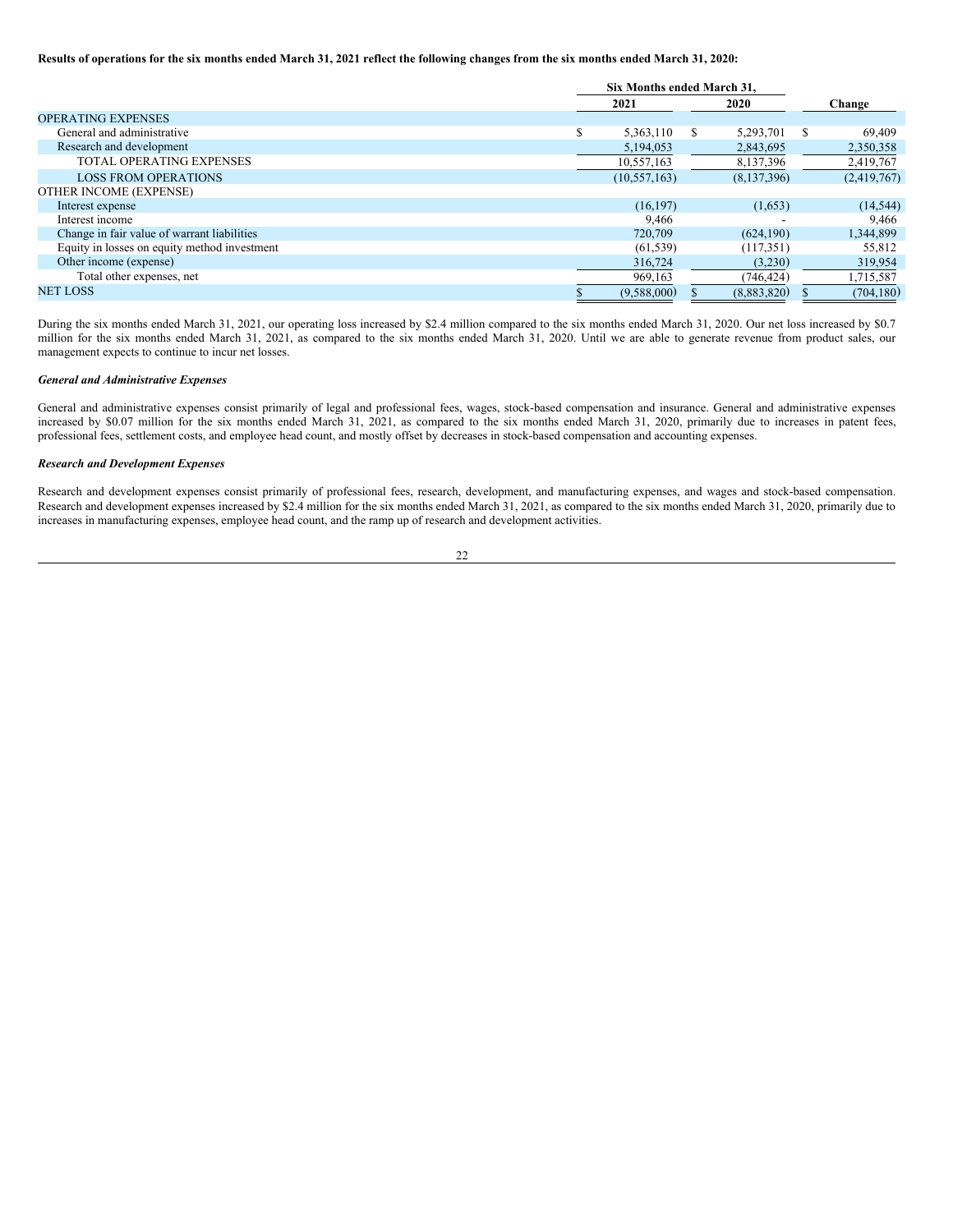**Results of operations for the six months ended March 31, 2021 reflect the following changes from the six months ended March 31, 2020:**

| | Six Months ended March 31, | | |
|---|---|---|---|
| | 2021 | 2020 | Change |
| OPERATING EXPENSES | | | |
| General and administrative | $ 5,363,110 | $ 5,293,701 | $ 69,409 |
| Research and development | 5,194,053 | 2,843,695 | 2,350,358 |
| TOTAL OPERATING EXPENSES | 10,557,163 | 8,137,396 | 2,419,767 |
| LOSS FROM OPERATIONS | (10,557,163) | (8,137,396) | (2,419,767) |
| OTHER INCOME (EXPENSE) | | | |
| Interest expense | (16,197) | (1,653) | (14,544) |
| Interest income | 9,466 | - | 9,466 |
| Change in fair value of warrant liabilities | 720,709 | (624,190) | 1,344,899 |
| Equity in losses on equity method investment | (61,539) | (117,351) | 55,812 |
| Other income (expense) | 316,724 | (3,230) | 319,954 |
| Total other expenses, net | 969,163 | (746,424) | 1,715,587 |
| NET LOSS | $ (9,588,000) | $ (8,883,820) | $ (704,180) |

During the six months ended March 31, 2021, our operating loss increased by $2.4 million compared to the six months ended March 31, 2020. Our net loss increased by $0.7 million for the six months ended March 31, 2021, as compared to the six months ended March 31, 2020. Until we are able to generate revenue from product sales, our management expects to continue to incur net losses.

***General and Administrative Expenses***

General and administrative expenses consist primarily of legal and professional fees, wages, stock-based compensation and insurance. General and administrative expenses increased by $0.07 million for the six months ended March 31, 2021, as compared to the six months ended March 31, 2020, primarily due to increases in patent fees, professional fees, settlement costs, and employee head count, and mostly offset by decreases in stock-based compensation and accounting expenses.

***Research and Development Expenses***

Research and development expenses consist primarily of professional fees, research, development, and manufacturing expenses, and wages and stock-based compensation. Research and development expenses increased by $2.4 million for the six months ended March 31, 2021, as compared to the six months ended March 31, 2020, primarily due to increases in manufacturing expenses, employee head count, and the ramp up of research and development activities.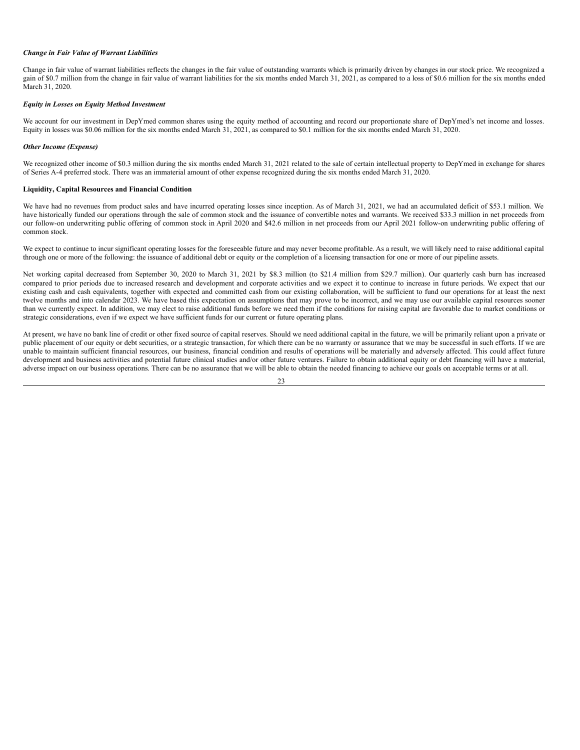***Change in Fair Value of Warrant Liabilities***

Change in fair value of warrant liabilities reflects the changes in the fair value of outstanding warrants which is primarily driven by changes in our stock price. We recognized a gain of $0.7 million from the change in fair value of warrant liabilities for the six months ended March 31, 2021, as compared to a loss of $0.6 million for the six months ended March 31, 2020.

***Equity in Losses on Equity Method Investment***

We account for our investment in DepYmed common shares using the equity method of accounting and record our proportionate share of DepYmed's net income and losses. Equity in losses was $0.06 million for the six months ended March 31, 2021, as compared to $0.1 million for the six months ended March 31, 2020.

***Other Income (Expense)***

We recognized other income of $0.3 million during the six months ended March 31, 2021 related to the sale of certain intellectual property to DepYmed in exchange for shares of Series A-4 preferred stock. There was an immaterial amount of other expense recognized during the six months ended March 31, 2020.

**Liquidity, Capital Resources and Financial Condition**

We have had no revenues from product sales and have incurred operating losses since inception. As of March 31, 2021, we had an accumulated deficit of $53.1 million. We have historically funded our operations through the sale of common stock and the issuance of convertible notes and warrants. We received $33.3 million in net proceeds from our follow-on underwriting public offering of common stock in April 2020 and $42.6 million in net proceeds from our April 2021 follow-on underwriting public offering of common stock.

We expect to continue to incur significant operating losses for the foreseeable future and may never become profitable. As a result, we will likely need to raise additional capital through one or more of the following: the issuance of additional debt or equity or the completion of a licensing transaction for one or more of our pipeline assets.

Net working capital decreased from September 30, 2020 to March 31, 2021 by $8.3 million (to $21.4 million from $29.7 million). Our quarterly cash burn has increased compared to prior periods due to increased research and development and corporate activities and we expect it to continue to increase in future periods. We expect that our existing cash and cash equivalents, together with expected and committed cash from our existing collaboration, will be sufficient to fund our operations for at least the next twelve months and into calendar 2023. We have based this expectation on assumptions that may prove to be incorrect, and we may use our available capital resources sooner than we currently expect. In addition, we may elect to raise additional funds before we need them if the conditions for raising capital are favorable due to market conditions or strategic considerations, even if we expect we have sufficient funds for our current or future operating plans.

At present, we have no bank line of credit or other fixed source of capital reserves. Should we need additional capital in the future, we will be primarily reliant upon a private or public placement of our equity or debt securities, or a strategic transaction, for which there can be no warranty or assurance that we may be successful in such efforts. If we are unable to maintain sufficient financial resources, our business, financial condition and results of operations will be materially and adversely affected. This could affect future development and business activities and potential future clinical studies and/or other future ventures. Failure to obtain additional equity or debt financing will have a material, adverse impact on our business operations. There can be no assurance that we will be able to obtain the needed financing to achieve our goals on acceptable terms or at all.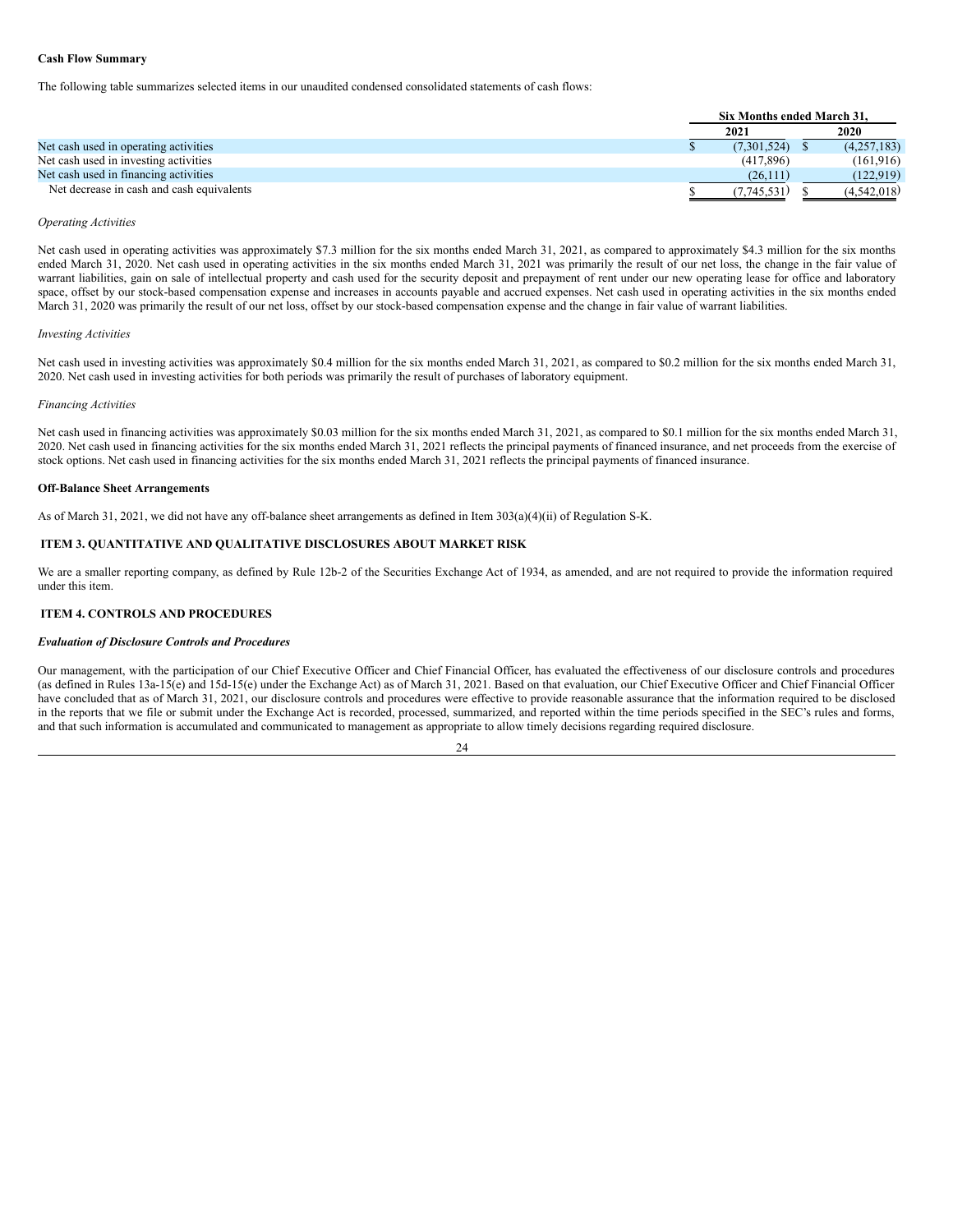**Cash Flow Summary**

The following table summarizes selected items in our unaudited condensed consolidated statements of cash flows:

| | Six Months ended March 31, | |
|---|---|---|
| | 2021 | 2020 |
| Net cash used in operating activities | $ (7,301,524) | $ (4,257,183) |
| Net cash used in investing activities | (417,896) | (161,916) |
| Net cash used in financing activities | (26,111) | (122,919) |
| Net decrease in cash and cash equivalents | $ (7,745,531) | $ (4,542,018) |

*Operating Activities*

Net cash used in operating activities was approximately $7.3 million for the six months ended March 31, 2021, as compared to approximately $4.3 million for the six months ended March 31, 2020. Net cash used in operating activities in the six months ended March 31, 2021 was primarily the result of our net loss, the change in the fair value of warrant liabilities, gain on sale of intellectual property and cash used for the security deposit and prepayment of rent under our new operating lease for office and laboratory space, offset by our stock-based compensation expense and increases in accounts payable and accrued expenses. Net cash used in operating activities in the six months ended March 31, 2020 was primarily the result of our net loss, offset by our stock-based compensation expense and the change in fair value of warrant liabilities.

*Investing Activities*

Net cash used in investing activities was approximately $0.4 million for the six months ended March 31, 2021, as compared to $0.2 million for the six months ended March 31, 2020. Net cash used in investing activities for both periods was primarily the result of purchases of laboratory equipment.

*Financing Activities*

Net cash used in financing activities was approximately $0.03 million for the six months ended March 31, 2021, as compared to $0.1 million for the six months ended March 31, 2020. Net cash used in financing activities for the six months ended March 31, 2021 reflects the principal payments of financed insurance, and net proceeds from the exercise of stock options. Net cash used in financing activities for the six months ended March 31, 2021 reflects the principal payments of financed insurance.

**Off-Balance Sheet Arrangements**

As of March 31, 2021, we did not have any off-balance sheet arrangements as defined in Item 303(a)(4)(ii) of Regulation S-K.

## ITEM 3. QUANTITATIVE AND QUALITATIVE DISCLOSURES ABOUT MARKET RISK

We are a smaller reporting company, as defined by Rule 12b-2 of the Securities Exchange Act of 1934, as amended, and are not required to provide the information required under this item.

## ITEM 4. CONTROLS AND PROCEDURES

***Evaluation of Disclosure Controls and Procedures***

Our management, with the participation of our Chief Executive Officer and Chief Financial Officer, has evaluated the effectiveness of our disclosure controls and procedures (as defined in Rules 13a-15(e) and 15d-15(e) under the Exchange Act) as of March 31, 2021. Based on that evaluation, our Chief Executive Officer and Chief Financial Officer have concluded that as of March 31, 2021, our disclosure controls and procedures were effective to provide reasonable assurance that the information required to be disclosed in the reports that we file or submit under the Exchange Act is recorded, processed, summarized, and reported within the time periods specified in the SEC's rules and forms, and that such information is accumulated and communicated to management as appropriate to allow timely decisions regarding required disclosure.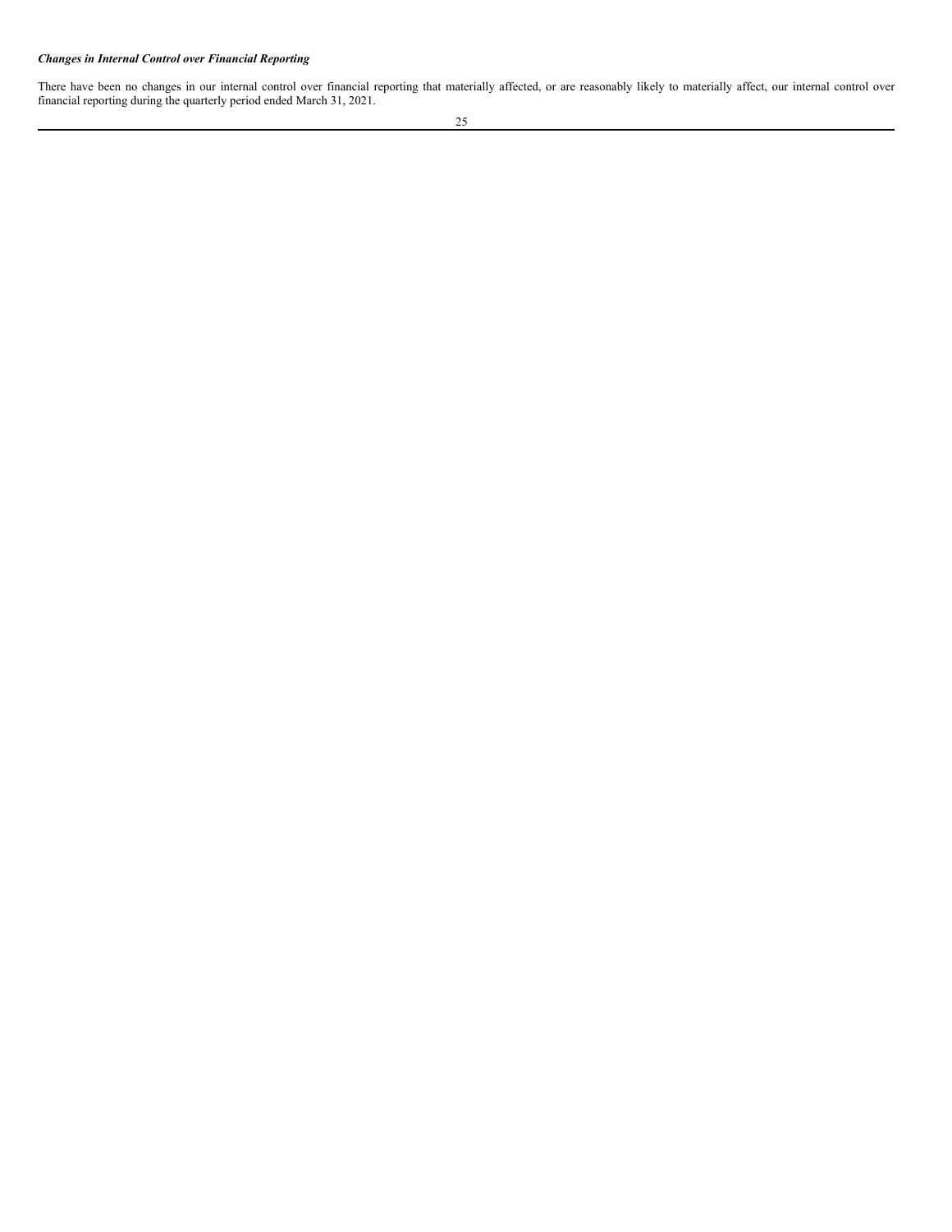***Changes in Internal Control over Financial Reporting***

There have been no changes in our internal control over financial reporting that materially affected, or are reasonably likely to materially affect, our internal control over financial reporting during the quarterly period ended March 31, 2021.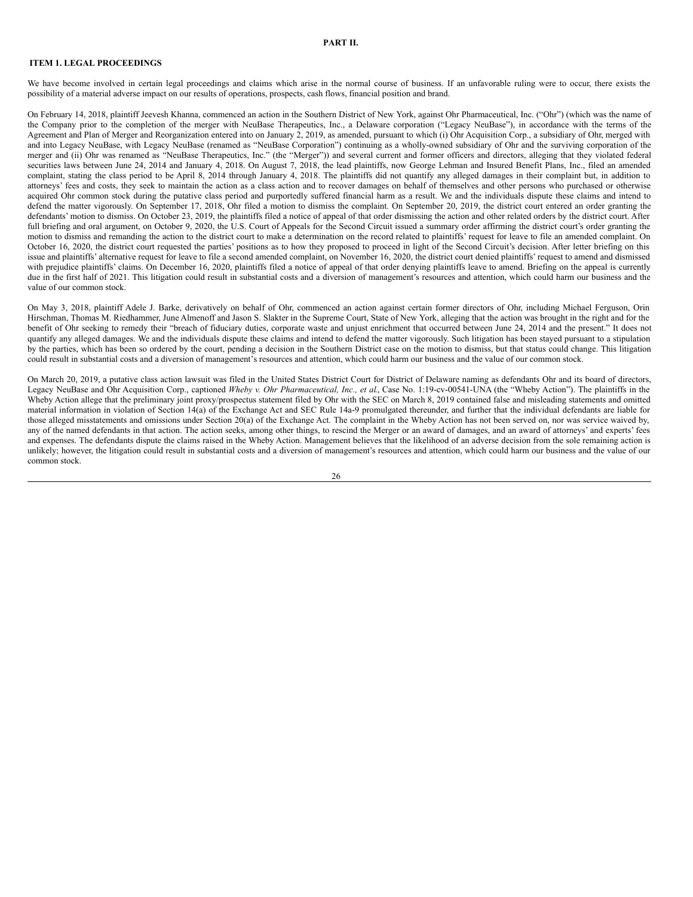## PART II.

### ITEM 1. LEGAL PROCEEDINGS

We have become involved in certain legal proceedings and claims which arise in the normal course of business. If an unfavorable ruling were to occur, there exists the possibility of a material adverse impact on our results of operations, prospects, cash flows, financial position and brand.

On February 14, 2018, plaintiff Jeevesh Khanna, commenced an action in the Southern District of New York, against Ohr Pharmaceutical, Inc. ("Ohr") (which was the name of the Company prior to the completion of the merger with NeuBase Therapeutics, Inc., a Delaware corporation ("Legacy NeuBase"), in accordance with the terms of the Agreement and Plan of Merger and Reorganization entered into on January 2, 2019, as amended, pursuant to which (i) Ohr Acquisition Corp., a subsidiary of Ohr, merged with and into Legacy NeuBase, with Legacy NeuBase (renamed as "NeuBase Corporation") continuing as a wholly-owned subsidiary of Ohr and the surviving corporation of the merger and (ii) Ohr was renamed as "NeuBase Therapeutics, Inc." (the "Merger")) and several current and former officers and directors, alleging that they violated federal securities laws between June 24, 2014 and January 4, 2018. On August 7, 2018, the lead plaintiffs, now George Lehman and Insured Benefit Plans, Inc., filed an amended complaint, stating the class period to be April 8, 2014 through January 4, 2018. The plaintiffs did not quantify any alleged damages in their complaint but, in addition to attorneys' fees and costs, they seek to maintain the action as a class action and to recover damages on behalf of themselves and other persons who purchased or otherwise acquired Ohr common stock during the putative class period and purportedly suffered financial harm as a result. We and the individuals dispute these claims and intend to defend the matter vigorously. On September 17, 2018, Ohr filed a motion to dismiss the complaint. On September 20, 2019, the district court entered an order granting the defendants' motion to dismiss. On October 23, 2019, the plaintiffs filed a notice of appeal of that order dismissing the action and other related orders by the district court. After full briefing and oral argument, on October 9, 2020, the U.S. Court of Appeals for the Second Circuit issued a summary order affirming the district court's order granting the motion to dismiss and remanding the action to the district court to make a determination on the record related to plaintiffs' request for leave to file an amended complaint. On October 16, 2020, the district court requested the parties' positions as to how they proposed to proceed in light of the Second Circuit's decision. After letter briefing on this issue and plaintiffs' alternative request for leave to file a second amended complaint, on November 16, 2020, the district court denied plaintiffs' request to amend and dismissed with prejudice plaintiffs' claims. On December 16, 2020, plaintiffs filed a notice of appeal of that order denying plaintiffs leave to amend. Briefing on the appeal is currently due in the first half of 2021. This litigation could result in substantial costs and a diversion of management's resources and attention, which could harm our business and the value of our common stock.

On May 3, 2018, plaintiff Adele J. Barke, derivatively on behalf of Ohr, commenced an action against certain former directors of Ohr, including Michael Ferguson, Orin Hirschman, Thomas M. Riedhammer, June Almenoff and Jason S. Slakter in the Supreme Court, State of New York, alleging that the action was brought in the right and for the benefit of Ohr seeking to remedy their "breach of fiduciary duties, corporate waste and unjust enrichment that occurred between June 24, 2014 and the present." It does not quantify any alleged damages. We and the individuals dispute these claims and intend to defend the matter vigorously. Such litigation has been stayed pursuant to a stipulation by the parties, which has been so ordered by the court, pending a decision in the Southern District case on the motion to dismiss, but that status could change. This litigation could result in substantial costs and a diversion of management's resources and attention, which could harm our business and the value of our common stock.

On March 20, 2019, a putative class action lawsuit was filed in the United States District Court for District of Delaware naming as defendants Ohr and its board of directors, Legacy NeuBase and Ohr Acquisition Corp., captioned *Wheby v. Ohr Pharmaceutical, Inc., et al.*, Case No. 1:19-cv-00541-UNA (the "Wheby Action"). The plaintiffs in the Wheby Action allege that the preliminary joint proxy/prospectus statement filed by Ohr with the SEC on March 8, 2019 contained false and misleading statements and omitted material information in violation of Section 14(a) of the Exchange Act and SEC Rule 14a-9 promulgated thereunder, and further that the individual defendants are liable for those alleged misstatements and omissions under Section 20(a) of the Exchange Act. The complaint in the Wheby Action has not been served on, nor was service waived by, any of the named defendants in that action. The action seeks, among other things, to rescind the Merger or an award of damages, and an award of attorneys' and experts' fees and expenses. The defendants dispute the claims raised in the Wheby Action. Management believes that the likelihood of an adverse decision from the sole remaining action is unlikely; however, the litigation could result in substantial costs and a diversion of management's resources and attention, which could harm our business and the value of our common stock.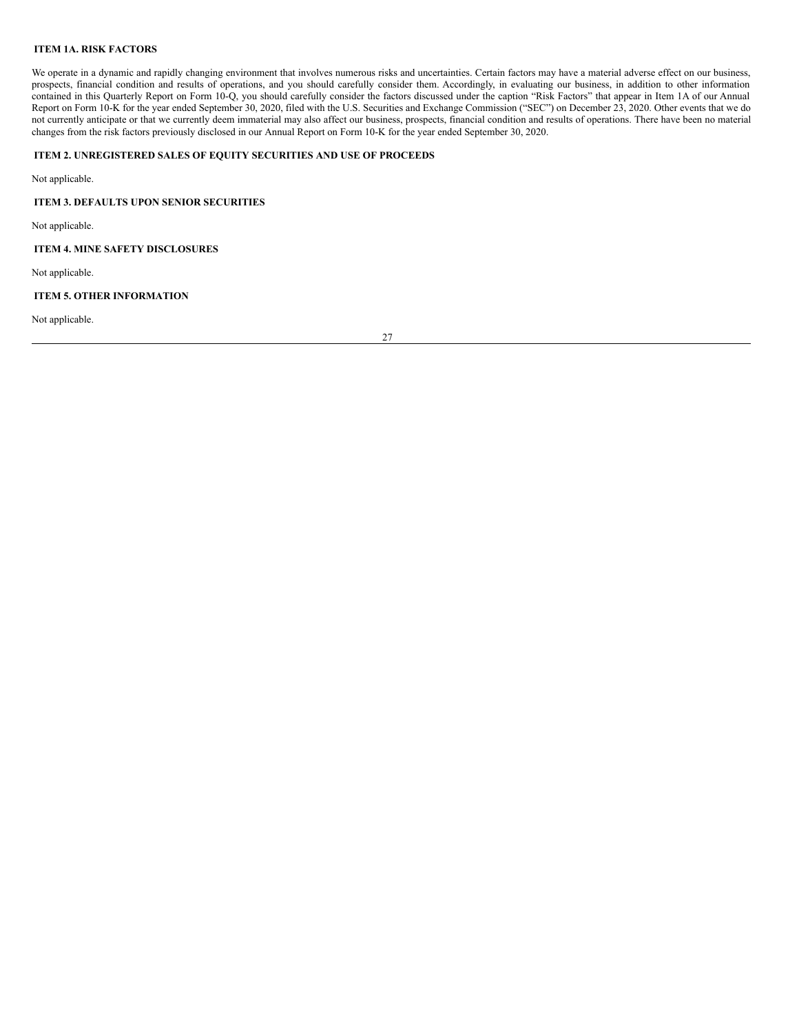## ITEM 1A. RISK FACTORS

We operate in a dynamic and rapidly changing environment that involves numerous risks and uncertainties. Certain factors may have a material adverse effect on our business, prospects, financial condition and results of operations, and you should carefully consider them. Accordingly, in evaluating our business, in addition to other information contained in this Quarterly Report on Form 10-Q, you should carefully consider the factors discussed under the caption "Risk Factors" that appear in Item 1A of our Annual Report on Form 10-K for the year ended September 30, 2020, filed with the U.S. Securities and Exchange Commission ("SEC") on December 23, 2020. Other events that we do not currently anticipate or that we currently deem immaterial may also affect our business, prospects, financial condition and results of operations. There have been no material changes from the risk factors previously disclosed in our Annual Report on Form 10-K for the year ended September 30, 2020.

## ITEM 2. UNREGISTERED SALES OF EQUITY SECURITIES AND USE OF PROCEEDS

Not applicable.

## ITEM 3. DEFAULTS UPON SENIOR SECURITIES

Not applicable.

## ITEM 4. MINE SAFETY DISCLOSURES

Not applicable.

## ITEM 5. OTHER INFORMATION

Not applicable.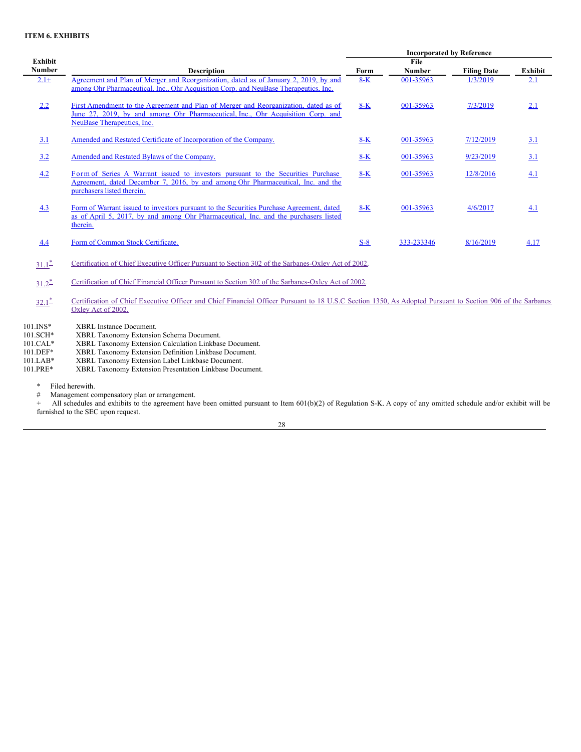**ITEM 6. EXHIBITS**

| Exhibit Number | Description | Incorporated by Reference | | | |
|---|---|---|---|---|---|
| | | Form | File Number | Filing Date | Exhibit |
| 2.1+ | Agreement and Plan of Merger and Reorganization, dated as of January 2, 2019, by and among Ohr Pharmaceutical, Inc., Ohr Acquisition Corp. and NeuBase Therapeutics, Inc. | 8-K | 001-35963 | 1/3/2019 | 2.1 |
| 2.2 | First Amendment to the Agreement and Plan of Merger and Reorganization, dated as of June 27, 2019, by and among Ohr Pharmaceutical, Inc., Ohr Acquisition Corp. and NeuBase Therapeutics, Inc. | 8-K | 001-35963 | 7/3/2019 | 2.1 |
| 3.1 | Amended and Restated Certificate of Incorporation of the Company. | 8-K | 001-35963 | 7/12/2019 | 3.1 |
| 3.2 | Amended and Restated Bylaws of the Company. | 8-K | 001-35963 | 9/23/2019 | 3.1 |
| 4.2 | Form of Series A Warrant issued to investors pursuant to the Securities Purchase Agreement, dated December 7, 2016, by and among Ohr Pharmaceutical, Inc. and the purchasers listed therein. | 8-K | 001-35963 | 12/8/2016 | 4.1 |
| 4.3 | Form of Warrant issued to investors pursuant to the Securities Purchase Agreement, dated as of April 5, 2017, by and among Ohr Pharmaceutical, Inc. and the purchasers listed therein. | 8-K | 001-35963 | 4/6/2017 | 4.1 |
| 4.4 | Form of Common Stock Certificate. | S-8 | 333-233346 | 8/16/2019 | 4.17 |
| 31.1* | Certification of Chief Executive Officer Pursuant to Section 302 of the Sarbanes-Oxley Act of 2002. | | | | |
| 31.2* | Certification of Chief Financial Officer Pursuant to Section 302 of the Sarbanes-Oxley Act of 2002. | | | | |
| 32.1* | Certification of Chief Executive Officer and Chief Financial Officer Pursuant to 18 U.S.C Section 1350, As Adopted Pursuant to Section 906 of the Sarbanes Oxley Act of 2002. | | | | |
| 101.INS* | XBRL Instance Document. | | | | |
| 101.SCH* | XBRL Taxonomy Extension Schema Document. | | | | |
| 101.CAL* | XBRL Taxonomy Extension Calculation Linkbase Document. | | | | |
| 101.DEF* | XBRL Taxonomy Extension Definition Linkbase Document. | | | | |
| 101.LAB* | XBRL Taxonomy Extension Label Linkbase Document. | | | | |
| 101.PRE* | XBRL Taxonomy Extension Presentation Linkbase Document. | | | | |

\* Filed herewith.

\# Management compensatory plan or arrangement.

\+ All schedules and exhibits to the agreement have been omitted pursuant to Item 601(b)(2) of Regulation S-K. A copy of any omitted schedule and/or exhibit will be furnished to the SEC upon request.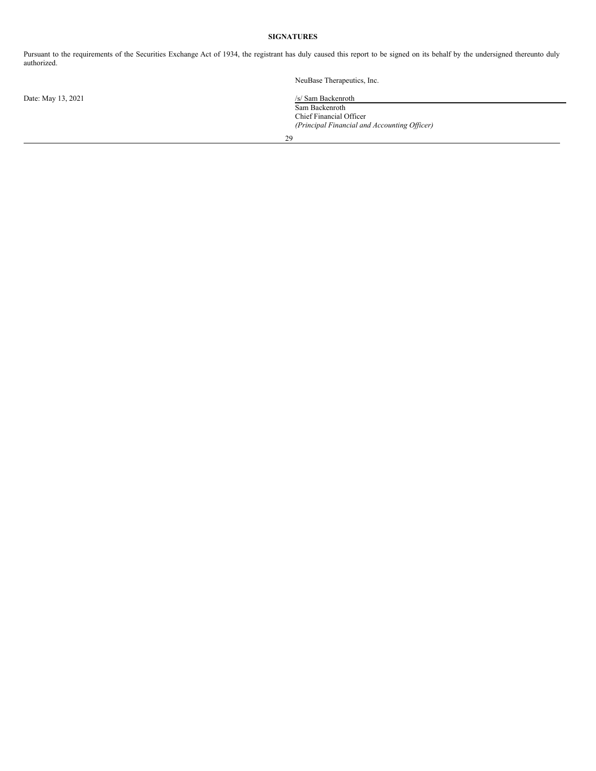**SIGNATURES**

Pursuant to the requirements of the Securities Exchange Act of 1934, the registrant has duly caused this report to be signed on its behalf by the undersigned thereunto duly authorized.

NeuBase Therapeutics, Inc.

Date: May 13, 2021

/s/ Sam Backenroth
Sam Backenroth
Chief Financial Officer
*(Principal Financial and Accounting Officer)*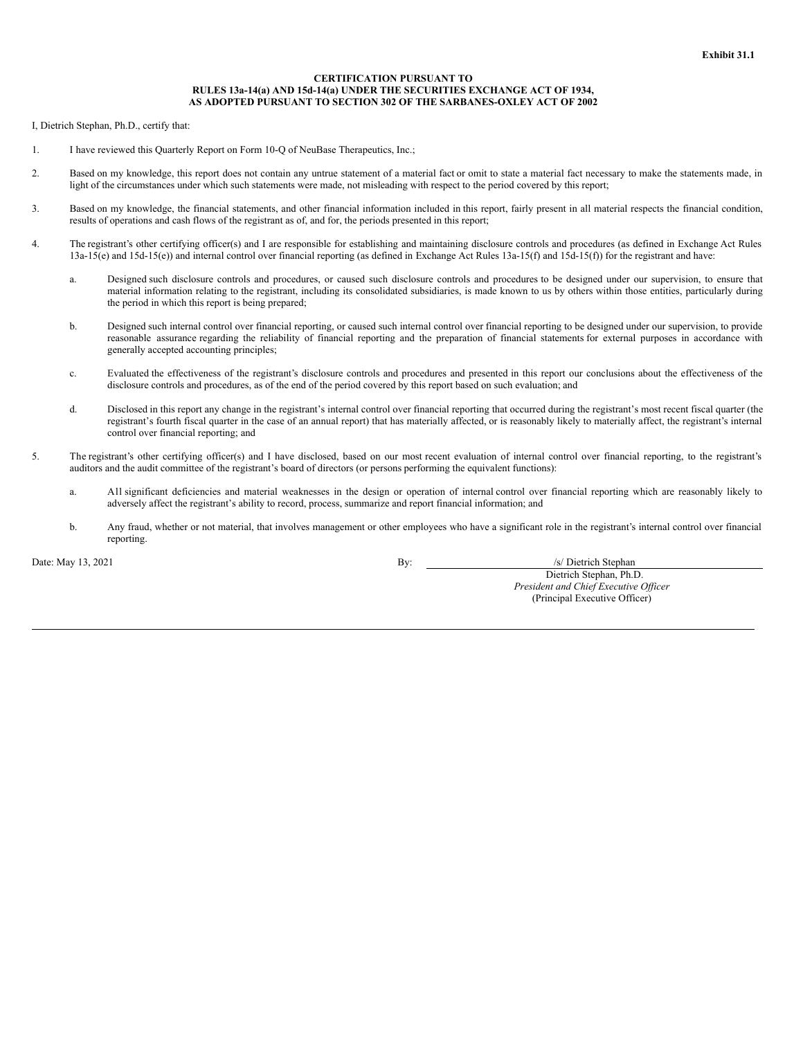**Exhibit 31.1**

**CERTIFICATION PURSUANT TO RULES 13a-14(a) AND 15d-14(a) UNDER THE SECURITIES EXCHANGE ACT OF 1934, AS ADOPTED PURSUANT TO SECTION 302 OF THE SARBANES-OXLEY ACT OF 2002**

I, Dietrich Stephan, Ph.D., certify that:

1. I have reviewed this Quarterly Report on Form 10-Q of NeuBase Therapeutics, Inc.;

2. Based on my knowledge, this report does not contain any untrue statement of a material fact or omit to state a material fact necessary to make the statements made, in light of the circumstances under which such statements were made, not misleading with respect to the period covered by this report;

3. Based on my knowledge, the financial statements, and other financial information included in this report, fairly present in all material respects the financial condition, results of operations and cash flows of the registrant as of, and for, the periods presented in this report;

4. The registrant's other certifying officer(s) and I are responsible for establishing and maintaining disclosure controls and procedures (as defined in Exchange Act Rules 13a-15(e) and 15d-15(e)) and internal control over financial reporting (as defined in Exchange Act Rules 13a-15(f) and 15d-15(f)) for the registrant and have:

   a. Designed such disclosure controls and procedures, or caused such disclosure controls and procedures to be designed under our supervision, to ensure that material information relating to the registrant, including its consolidated subsidiaries, is made known to us by others within those entities, particularly during the period in which this report is being prepared;

   b. Designed such internal control over financial reporting, or caused such internal control over financial reporting to be designed under our supervision, to provide reasonable assurance regarding the reliability of financial reporting and the preparation of financial statements for external purposes in accordance with generally accepted accounting principles;

   c. Evaluated the effectiveness of the registrant's disclosure controls and procedures and presented in this report our conclusions about the effectiveness of the disclosure controls and procedures, as of the end of the period covered by this report based on such evaluation; and

   d. Disclosed in this report any change in the registrant's internal control over financial reporting that occurred during the registrant's most recent fiscal quarter (the registrant's fourth fiscal quarter in the case of an annual report) that has materially affected, or is reasonably likely to materially affect, the registrant's internal control over financial reporting; and

5. The registrant's other certifying officer(s) and I have disclosed, based on our most recent evaluation of internal control over financial reporting, to the registrant's auditors and the audit committee of the registrant's board of directors (or persons performing the equivalent functions):

   a. All significant deficiencies and material weaknesses in the design or operation of internal control over financial reporting which are reasonably likely to adversely affect the registrant's ability to record, process, summarize and report financial information; and

   b. Any fraud, whether or not material, that involves management or other employees who have a significant role in the registrant's internal control over financial reporting.

Date: May 13, 2021

By: /s/ Dietrich Stephan
Dietrich Stephan, Ph.D.
*President and Chief Executive Officer*
(Principal Executive Officer)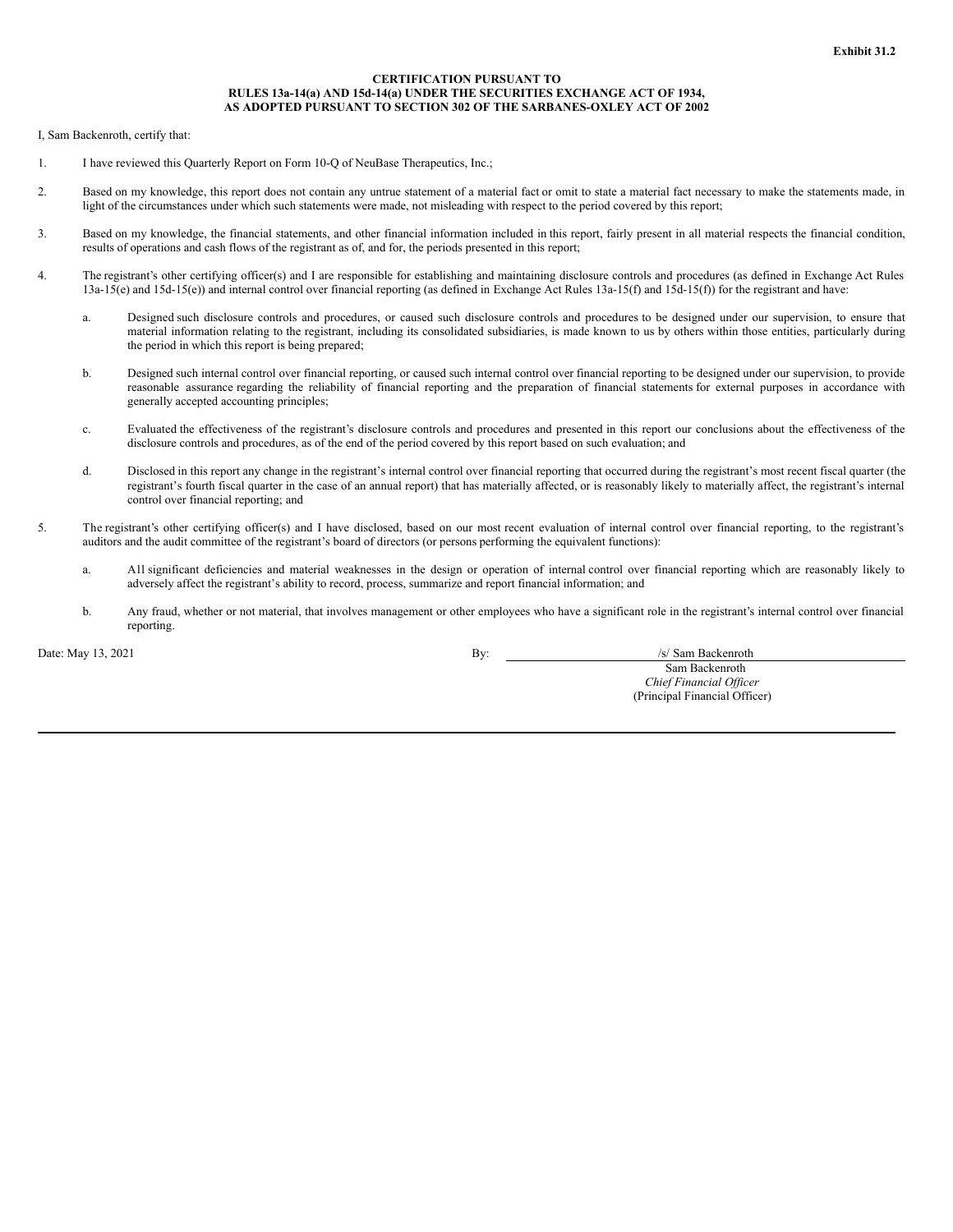**Exhibit 31.2**

**CERTIFICATION PURSUANT TO**
**RULES 13a-14(a) AND 15d-14(a) UNDER THE SECURITIES EXCHANGE ACT OF 1934,**
**AS ADOPTED PURSUANT TO SECTION 302 OF THE SARBANES-OXLEY ACT OF 2002**

I, Sam Backenroth, certify that:

1. I have reviewed this Quarterly Report on Form 10-Q of NeuBase Therapeutics, Inc.;

2. Based on my knowledge, this report does not contain any untrue statement of a material fact or omit to state a material fact necessary to make the statements made, in light of the circumstances under which such statements were made, not misleading with respect to the period covered by this report;

3. Based on my knowledge, the financial statements, and other financial information included in this report, fairly present in all material respects the financial condition, results of operations and cash flows of the registrant as of, and for, the periods presented in this report;

4. The registrant's other certifying officer(s) and I are responsible for establishing and maintaining disclosure controls and procedures (as defined in Exchange Act Rules 13a-15(e) and 15d-15(e)) and internal control over financial reporting (as defined in Exchange Act Rules 13a-15(f) and 15d-15(f)) for the registrant and have:

   a. Designed such disclosure controls and procedures, or caused such disclosure controls and procedures to be designed under our supervision, to ensure that material information relating to the registrant, including its consolidated subsidiaries, is made known to us by others within those entities, particularly during the period in which this report is being prepared;

   b. Designed such internal control over financial reporting, or caused such internal control over financial reporting to be designed under our supervision, to provide reasonable assurance regarding the reliability of financial reporting and the preparation of financial statements for external purposes in accordance with generally accepted accounting principles;

   c. Evaluated the effectiveness of the registrant's disclosure controls and procedures and presented in this report our conclusions about the effectiveness of the disclosure controls and procedures, as of the end of the period covered by this report based on such evaluation; and

   d. Disclosed in this report any change in the registrant's internal control over financial reporting that occurred during the registrant's most recent fiscal quarter (the registrant's fourth fiscal quarter in the case of an annual report) that has materially affected, or is reasonably likely to materially affect, the registrant's internal control over financial reporting; and

5. The registrant's other certifying officer(s) and I have disclosed, based on our most recent evaluation of internal control over financial reporting, to the registrant's auditors and the audit committee of the registrant's board of directors (or persons performing the equivalent functions):

   a. All significant deficiencies and material weaknesses in the design or operation of internal control over financial reporting which are reasonably likely to adversely affect the registrant's ability to record, process, summarize and report financial information; and

   b. Any fraud, whether or not material, that involves management or other employees who have a significant role in the registrant's internal control over financial reporting.

Date: May 13, 2021

By: /s/ Sam Backenroth
Sam Backenroth
*Chief Financial Officer*
(Principal Financial Officer)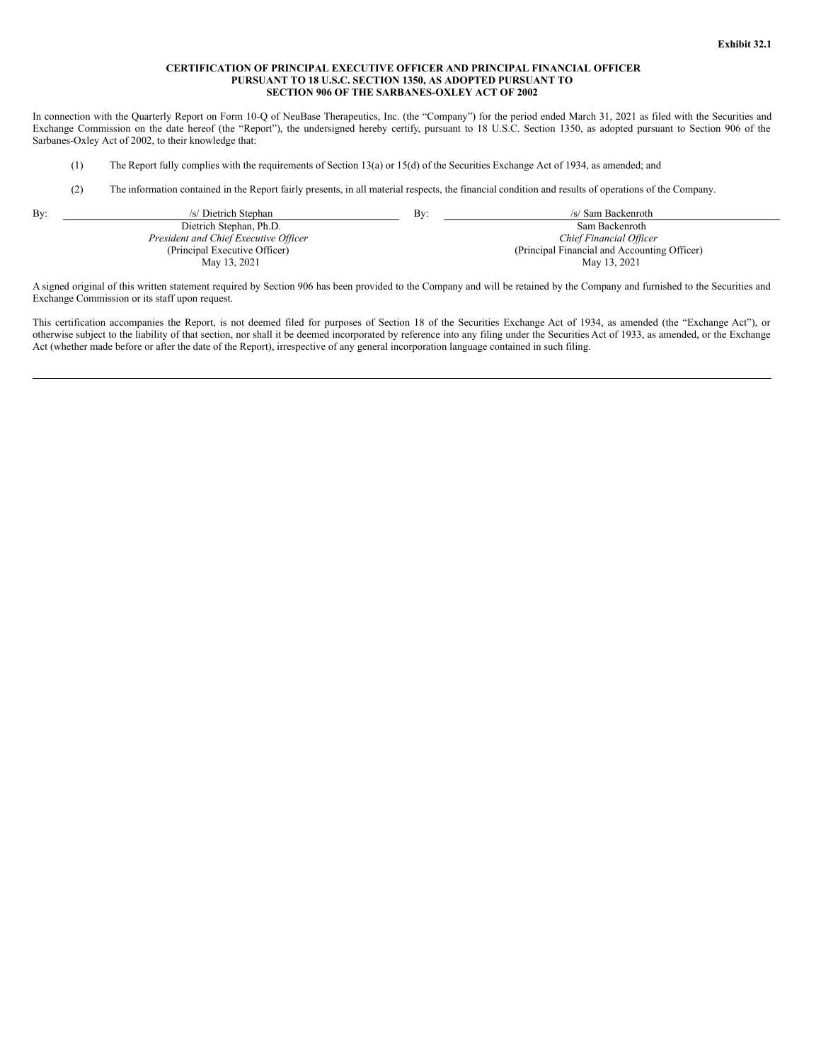**Exhibit 32.1**

**CERTIFICATION OF PRINCIPAL EXECUTIVE OFFICER AND PRINCIPAL FINANCIAL OFFICER PURSUANT TO 18 U.S.C. SECTION 1350, AS ADOPTED PURSUANT TO SECTION 906 OF THE SARBANES-OXLEY ACT OF 2002**

In connection with the Quarterly Report on Form 10-Q of NeuBase Therapeutics, Inc. (the "Company") for the period ended March 31, 2021 as filed with the Securities and Exchange Commission on the date hereof (the "Report"), the undersigned hereby certify, pursuant to 18 U.S.C. Section 1350, as adopted pursuant to Section 906 of the Sarbanes-Oxley Act of 2002, to their knowledge that:

(1) The Report fully complies with the requirements of Section 13(a) or 15(d) of the Securities Exchange Act of 1934, as amended; and

(2) The information contained in the Report fairly presents, in all material respects, the financial condition and results of operations of the Company.

| | | | |
|---|---|---|---|
| By: | /s/ Dietrich Stephan | By: | /s/ Sam Backenroth |
| | Dietrich Stephan, Ph.D. | | Sam Backenroth |
| | *President and Chief Executive Officer* | | *Chief Financial Officer* |
| | (Principal Executive Officer) | | (Principal Financial and Accounting Officer) |
| | May 13, 2021 | | May 13, 2021 |

A signed original of this written statement required by Section 906 has been provided to the Company and will be retained by the Company and furnished to the Securities and Exchange Commission or its staff upon request.

This certification accompanies the Report, is not deemed filed for purposes of Section 18 of the Securities Exchange Act of 1934, as amended (the "Exchange Act"), or otherwise subject to the liability of that section, nor shall it be deemed incorporated by reference into any filing under the Securities Act of 1933, as amended, or the Exchange Act (whether made before or after the date of the Report), irrespective of any general incorporation language contained in such filing.